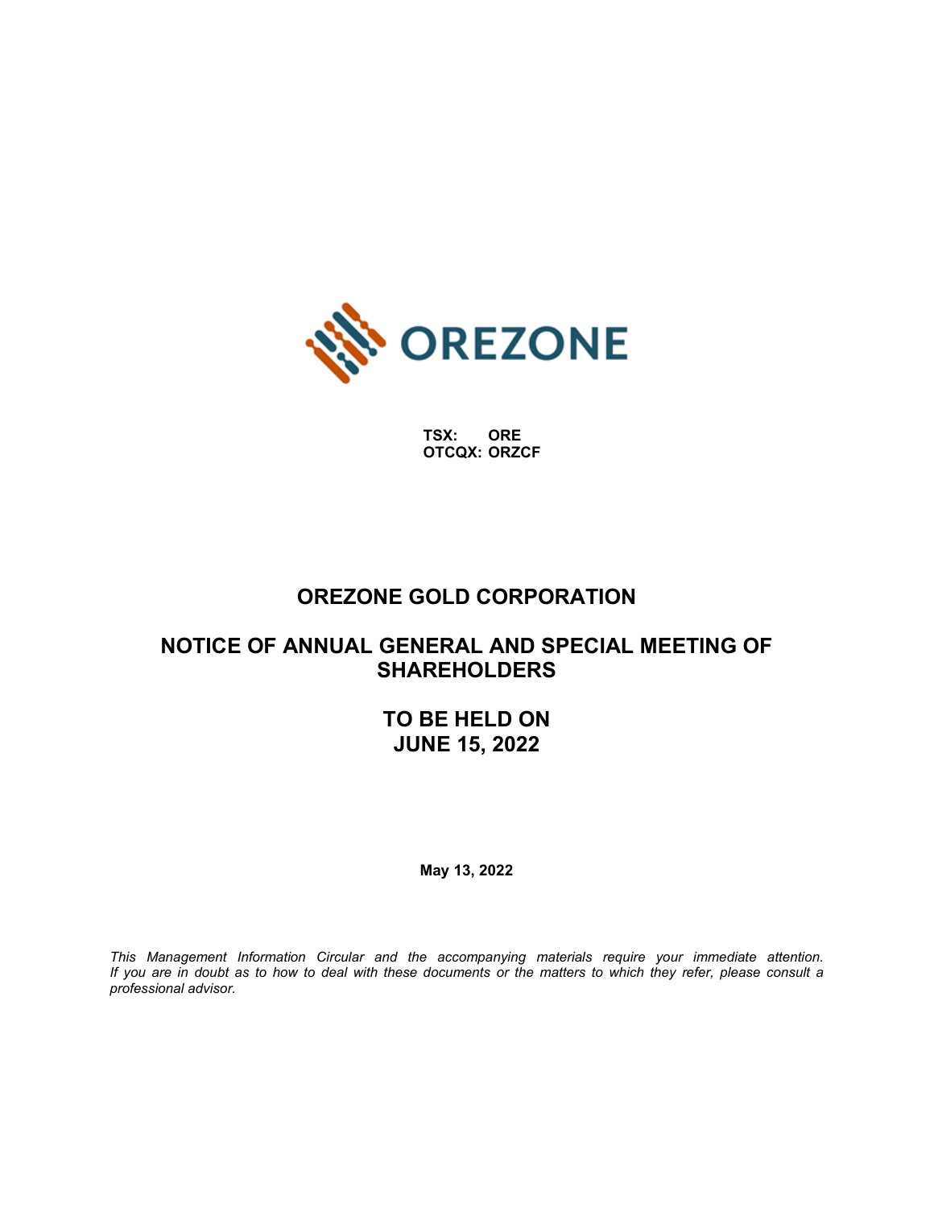OREZONE

TSX: ORE
OTCQX: ORZCF

# OREZONE GOLD CORPORATION

## NOTICE OF ANNUAL GENERAL AND SPECIAL MEETING OF SHAREHOLDERS

## TO BE HELD ON JUNE 15, 2022

**May 13, 2022**

*This Management Information Circular and the accompanying materials require your immediate attention. If you are in doubt as to how to deal with these documents or the matters to which they refer, please consult a professional advisor.*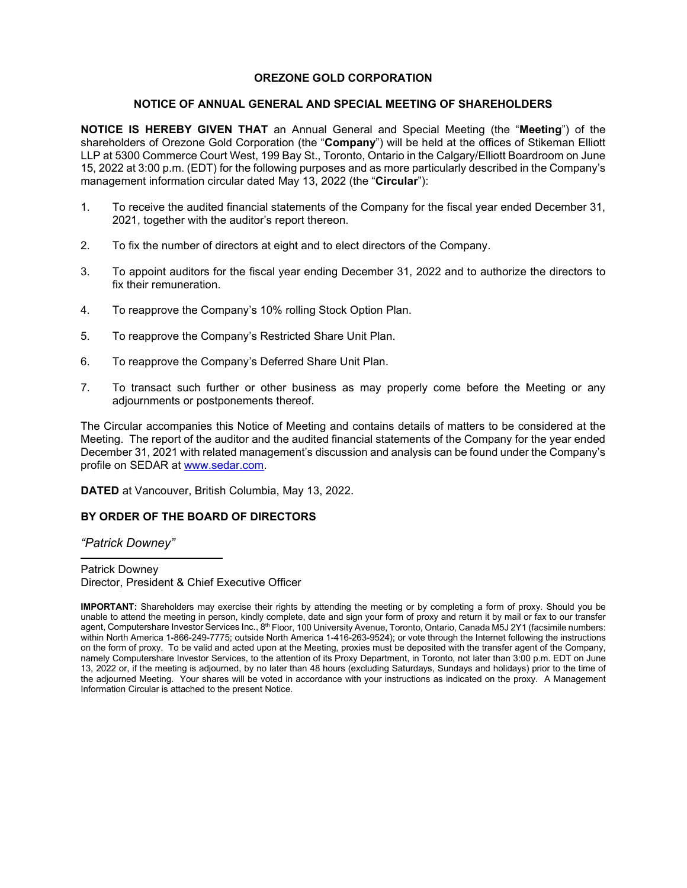# OREZONE GOLD CORPORATION

## NOTICE OF ANNUAL GENERAL AND SPECIAL MEETING OF SHAREHOLDERS

**NOTICE IS HEREBY GIVEN THAT** an Annual General and Special Meeting (the "**Meeting**") of the shareholders of Orezone Gold Corporation (the "**Company**") will be held at the offices of Stikeman Elliott LLP at 5300 Commerce Court West, 199 Bay St., Toronto, Ontario in the Calgary/Elliott Boardroom on June 15, 2022 at 3:00 p.m. (EDT) for the following purposes and as more particularly described in the Company's management information circular dated May 13, 2022 (the "**Circular**"):

1. To receive the audited financial statements of the Company for the fiscal year ended December 31, 2021, together with the auditor's report thereon.
2. To fix the number of directors at eight and to elect directors of the Company.
3. To appoint auditors for the fiscal year ending December 31, 2022 and to authorize the directors to fix their remuneration.
4. To reapprove the Company's 10% rolling Stock Option Plan.
5. To reapprove the Company's Restricted Share Unit Plan.
6. To reapprove the Company's Deferred Share Unit Plan.
7. To transact such further or other business as may properly come before the Meeting or any adjournments or postponements thereof.

The Circular accompanies this Notice of Meeting and contains details of matters to be considered at the Meeting. The report of the auditor and the audited financial statements of the Company for the year ended December 31, 2021 with related management's discussion and analysis can be found under the Company's profile on SEDAR at www.sedar.com.

**DATED** at Vancouver, British Columbia, May 13, 2022.

**BY ORDER OF THE BOARD OF DIRECTORS**

*"Patrick Downey"*

Patrick Downey
Director, President & Chief Executive Officer

**IMPORTANT:** Shareholders may exercise their rights by attending the meeting or by completing a form of proxy. Should you be unable to attend the meeting in person, kindly complete, date and sign your form of proxy and return it by mail or fax to our transfer agent, Computershare Investor Services Inc., 8th Floor, 100 University Avenue, Toronto, Ontario, Canada M5J 2Y1 (facsimile numbers: within North America 1-866-249-7775; outside North America 1-416-263-9524); or vote through the Internet following the instructions on the form of proxy. To be valid and acted upon at the Meeting, proxies must be deposited with the transfer agent of the Company, namely Computershare Investor Services, to the attention of its Proxy Department, in Toronto, not later than 3:00 p.m. EDT on June 13, 2022 or, if the meeting is adjourned, by no later than 48 hours (excluding Saturdays, Sundays and holidays) prior to the time of the adjourned Meeting. Your shares will be voted in accordance with your instructions as indicated on the proxy. A Management Information Circular is attached to the present Notice.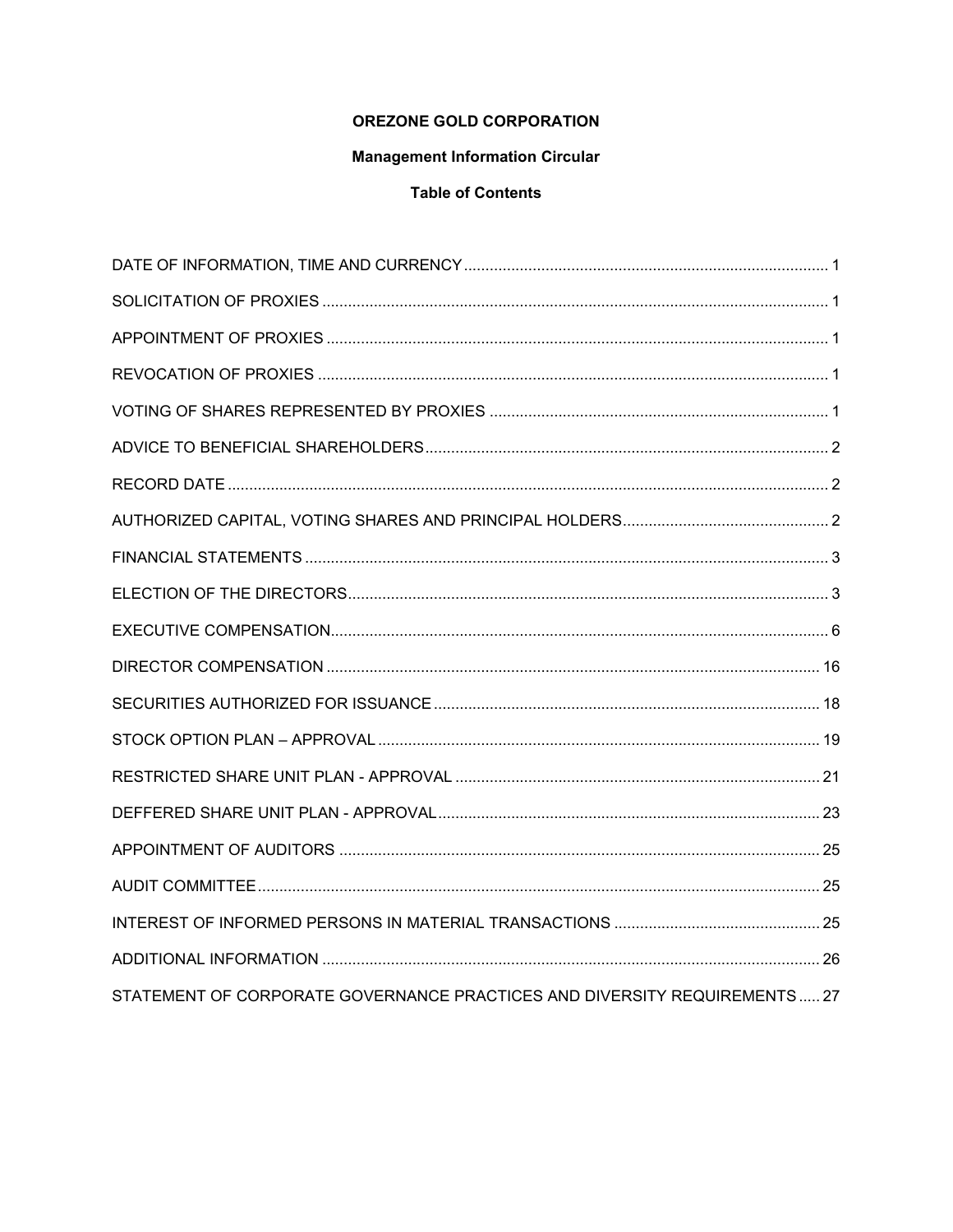**OREZONE GOLD CORPORATION**

**Management Information Circular**

**Table of Contents**

| | |
|---|---|
| DATE OF INFORMATION, TIME AND CURRENCY | 1 |
| SOLICITATION OF PROXIES | 1 |
| APPOINTMENT OF PROXIES | 1 |
| REVOCATION OF PROXIES | 1 |
| VOTING OF SHARES REPRESENTED BY PROXIES | 1 |
| ADVICE TO BENEFICIAL SHAREHOLDERS | 2 |
| RECORD DATE | 2 |
| AUTHORIZED CAPITAL, VOTING SHARES AND PRINCIPAL HOLDERS | 2 |
| FINANCIAL STATEMENTS | 3 |
| ELECTION OF THE DIRECTORS | 3 |
| EXECUTIVE COMPENSATION | 6 |
| DIRECTOR COMPENSATION | 16 |
| SECURITIES AUTHORIZED FOR ISSUANCE | 18 |
| STOCK OPTION PLAN – APPROVAL | 19 |
| RESTRICTED SHARE UNIT PLAN - APPROVAL | 21 |
| DEFFERED SHARE UNIT PLAN - APPROVAL | 23 |
| APPOINTMENT OF AUDITORS | 25 |
| AUDIT COMMITTEE | 25 |
| INTEREST OF INFORMED PERSONS IN MATERIAL TRANSACTIONS | 25 |
| ADDITIONAL INFORMATION | 26 |
| STATEMENT OF CORPORATE GOVERNANCE PRACTICES AND DIVERSITY REQUIREMENTS | 27 |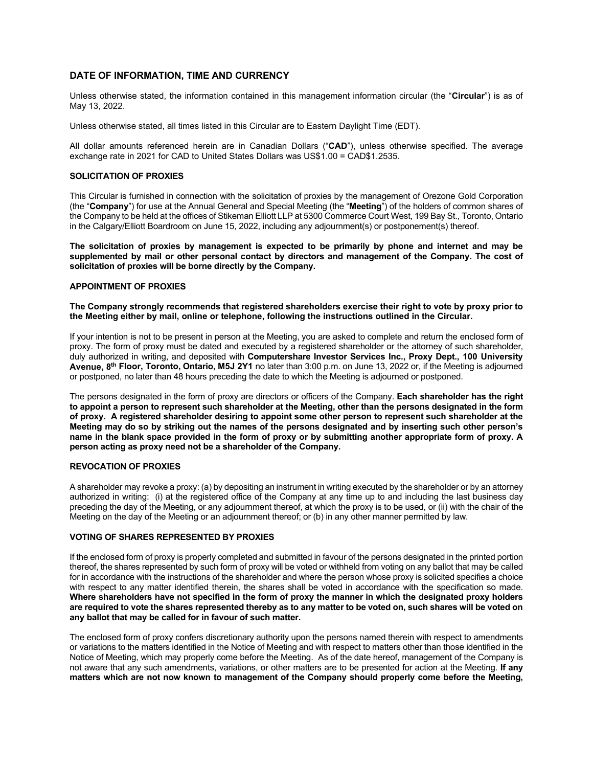## DATE OF INFORMATION, TIME AND CURRENCY

Unless otherwise stated, the information contained in this management information circular (the "**Circular**") is as of May 13, 2022.

Unless otherwise stated, all times listed in this Circular are to Eastern Daylight Time (EDT).

All dollar amounts referenced herein are in Canadian Dollars ("**CAD**"), unless otherwise specified. The average exchange rate in 2021 for CAD to United States Dollars was US$1.00 = CAD$1.2535.

### SOLICITATION OF PROXIES

This Circular is furnished in connection with the solicitation of proxies by the management of Orezone Gold Corporation (the "**Company**") for use at the Annual General and Special Meeting (the "**Meeting**") of the holders of common shares of the Company to be held at the offices of Stikeman Elliott LLP at 5300 Commerce Court West, 199 Bay St., Toronto, Ontario in the Calgary/Elliott Boardroom on June 15, 2022, including any adjournment(s) or postponement(s) thereof.

**The solicitation of proxies by management is expected to be primarily by phone and internet and may be supplemented by mail or other personal contact by directors and management of the Company. The cost of solicitation of proxies will be borne directly by the Company.**

### APPOINTMENT OF PROXIES

**The Company strongly recommends that registered shareholders exercise their right to vote by proxy prior to the Meeting either by mail, online or telephone, following the instructions outlined in the Circular.**

If your intention is not to be present in person at the Meeting, you are asked to complete and return the enclosed form of proxy. The form of proxy must be dated and executed by a registered shareholder or the attorney of such shareholder, duly authorized in writing, and deposited with **Computershare Investor Services Inc., Proxy Dept., 100 University Avenue, 8th Floor, Toronto, Ontario, M5J 2Y1** no later than 3:00 p.m. on June 13, 2022 or, if the Meeting is adjourned or postponed, no later than 48 hours preceding the date to which the Meeting is adjourned or postponed.

The persons designated in the form of proxy are directors or officers of the Company. **Each shareholder has the right to appoint a person to represent such shareholder at the Meeting, other than the persons designated in the form of proxy. A registered shareholder desiring to appoint some other person to represent such shareholder at the Meeting may do so by striking out the names of the persons designated and by inserting such other person's name in the blank space provided in the form of proxy or by submitting another appropriate form of proxy. A person acting as proxy need not be a shareholder of the Company.**

### REVOCATION OF PROXIES

A shareholder may revoke a proxy: (a) by depositing an instrument in writing executed by the shareholder or by an attorney authorized in writing: (i) at the registered office of the Company at any time up to and including the last business day preceding the day of the Meeting, or any adjournment thereof, at which the proxy is to be used, or (ii) with the chair of the Meeting on the day of the Meeting or an adjournment thereof; or (b) in any other manner permitted by law.

### VOTING OF SHARES REPRESENTED BY PROXIES

If the enclosed form of proxy is properly completed and submitted in favour of the persons designated in the printed portion thereof, the shares represented by such form of proxy will be voted or withheld from voting on any ballot that may be called for in accordance with the instructions of the shareholder and where the person whose proxy is solicited specifies a choice with respect to any matter identified therein, the shares shall be voted in accordance with the specification so made. **Where shareholders have not specified in the form of proxy the manner in which the designated proxy holders are required to vote the shares represented thereby as to any matter to be voted on, such shares will be voted on any ballot that may be called for in favour of such matter.**

The enclosed form of proxy confers discretionary authority upon the persons named therein with respect to amendments or variations to the matters identified in the Notice of Meeting and with respect to matters other than those identified in the Notice of Meeting, which may properly come before the Meeting. As of the date hereof, management of the Company is not aware that any such amendments, variations, or other matters are to be presented for action at the Meeting. **If any matters which are not now known to management of the Company should properly come before the Meeting,**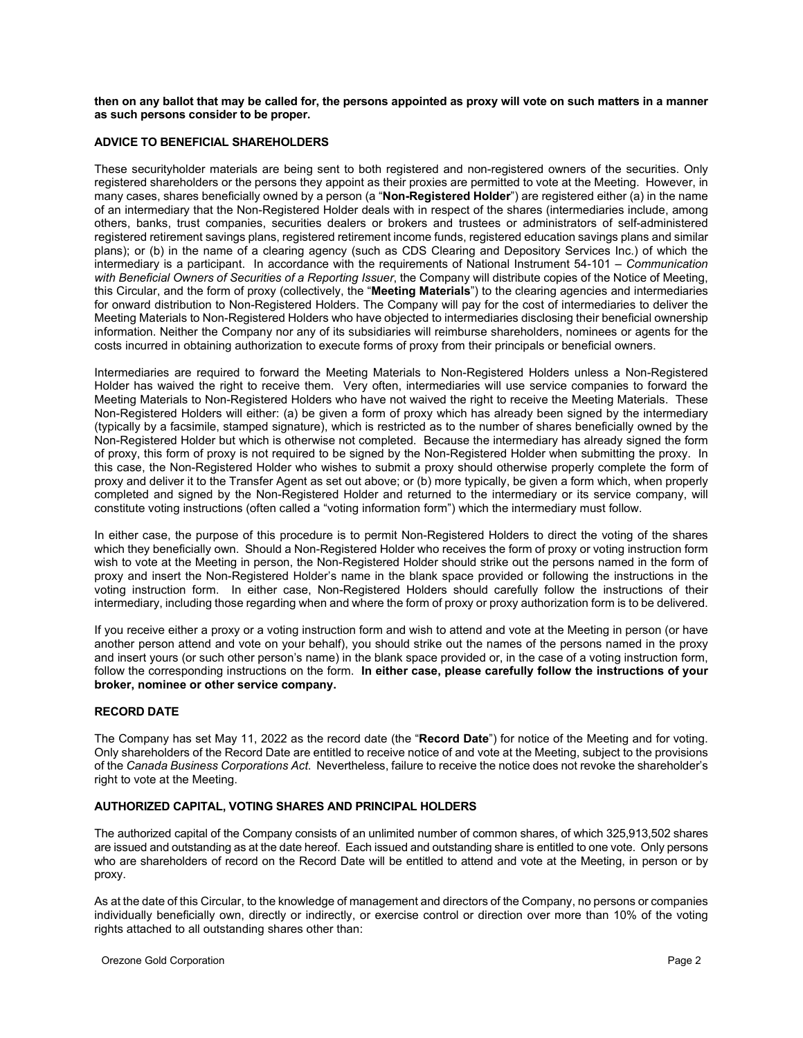**then on any ballot that may be called for, the persons appointed as proxy will vote on such matters in a manner as such persons consider to be proper.**

### ADVICE TO BENEFICIAL SHAREHOLDERS

These securityholder materials are being sent to both registered and non-registered owners of the securities. Only registered shareholders or the persons they appoint as their proxies are permitted to vote at the Meeting. However, in many cases, shares beneficially owned by a person (a "**Non-Registered Holder**") are registered either (a) in the name of an intermediary that the Non-Registered Holder deals with in respect of the shares (intermediaries include, among others, banks, trust companies, securities dealers or brokers and trustees or administrators of self-administered registered retirement savings plans, registered retirement income funds, registered education savings plans and similar plans); or (b) in the name of a clearing agency (such as CDS Clearing and Depository Services Inc.) of which the intermediary is a participant. In accordance with the requirements of National Instrument 54-101 – *Communication with Beneficial Owners of Securities of a Reporting Issuer*, the Company will distribute copies of the Notice of Meeting, this Circular, and the form of proxy (collectively, the "**Meeting Materials**") to the clearing agencies and intermediaries for onward distribution to Non-Registered Holders. The Company will pay for the cost of intermediaries to deliver the Meeting Materials to Non-Registered Holders who have objected to intermediaries disclosing their beneficial ownership information. Neither the Company nor any of its subsidiaries will reimburse shareholders, nominees or agents for the costs incurred in obtaining authorization to execute forms of proxy from their principals or beneficial owners.

Intermediaries are required to forward the Meeting Materials to Non-Registered Holders unless a Non-Registered Holder has waived the right to receive them. Very often, intermediaries will use service companies to forward the Meeting Materials to Non-Registered Holders who have not waived the right to receive the Meeting Materials. These Non-Registered Holders will either: (a) be given a form of proxy which has already been signed by the intermediary (typically by a facsimile, stamped signature), which is restricted as to the number of shares beneficially owned by the Non-Registered Holder but which is otherwise not completed. Because the intermediary has already signed the form of proxy, this form of proxy is not required to be signed by the Non-Registered Holder when submitting the proxy. In this case, the Non-Registered Holder who wishes to submit a proxy should otherwise properly complete the form of proxy and deliver it to the Transfer Agent as set out above; or (b) more typically, be given a form which, when properly completed and signed by the Non-Registered Holder and returned to the intermediary or its service company, will constitute voting instructions (often called a "voting information form") which the intermediary must follow.

In either case, the purpose of this procedure is to permit Non-Registered Holders to direct the voting of the shares which they beneficially own. Should a Non-Registered Holder who receives the form of proxy or voting instruction form wish to vote at the Meeting in person, the Non-Registered Holder should strike out the persons named in the form of proxy and insert the Non-Registered Holder's name in the blank space provided or following the instructions in the voting instruction form. In either case, Non-Registered Holders should carefully follow the instructions of their intermediary, including those regarding when and where the form of proxy or proxy authorization form is to be delivered.

If you receive either a proxy or a voting instruction form and wish to attend and vote at the Meeting in person (or have another person attend and vote on your behalf), you should strike out the names of the persons named in the proxy and insert yours (or such other person's name) in the blank space provided or, in the case of a voting instruction form, follow the corresponding instructions on the form. **In either case, please carefully follow the instructions of your broker, nominee or other service company.**

### RECORD DATE

The Company has set May 11, 2022 as the record date (the "**Record Date**") for notice of the Meeting and for voting. Only shareholders of the Record Date are entitled to receive notice of and vote at the Meeting, subject to the provisions of the *Canada Business Corporations Act*. Nevertheless, failure to receive the notice does not revoke the shareholder's right to vote at the Meeting.

### AUTHORIZED CAPITAL, VOTING SHARES AND PRINCIPAL HOLDERS

The authorized capital of the Company consists of an unlimited number of common shares, of which 325,913,502 shares are issued and outstanding as at the date hereof. Each issued and outstanding share is entitled to one vote. Only persons who are shareholders of record on the Record Date will be entitled to attend and vote at the Meeting, in person or by proxy.

As at the date of this Circular, to the knowledge of management and directors of the Company, no persons or companies individually beneficially own, directly or indirectly, or exercise control or direction over more than 10% of the voting rights attached to all outstanding shares other than: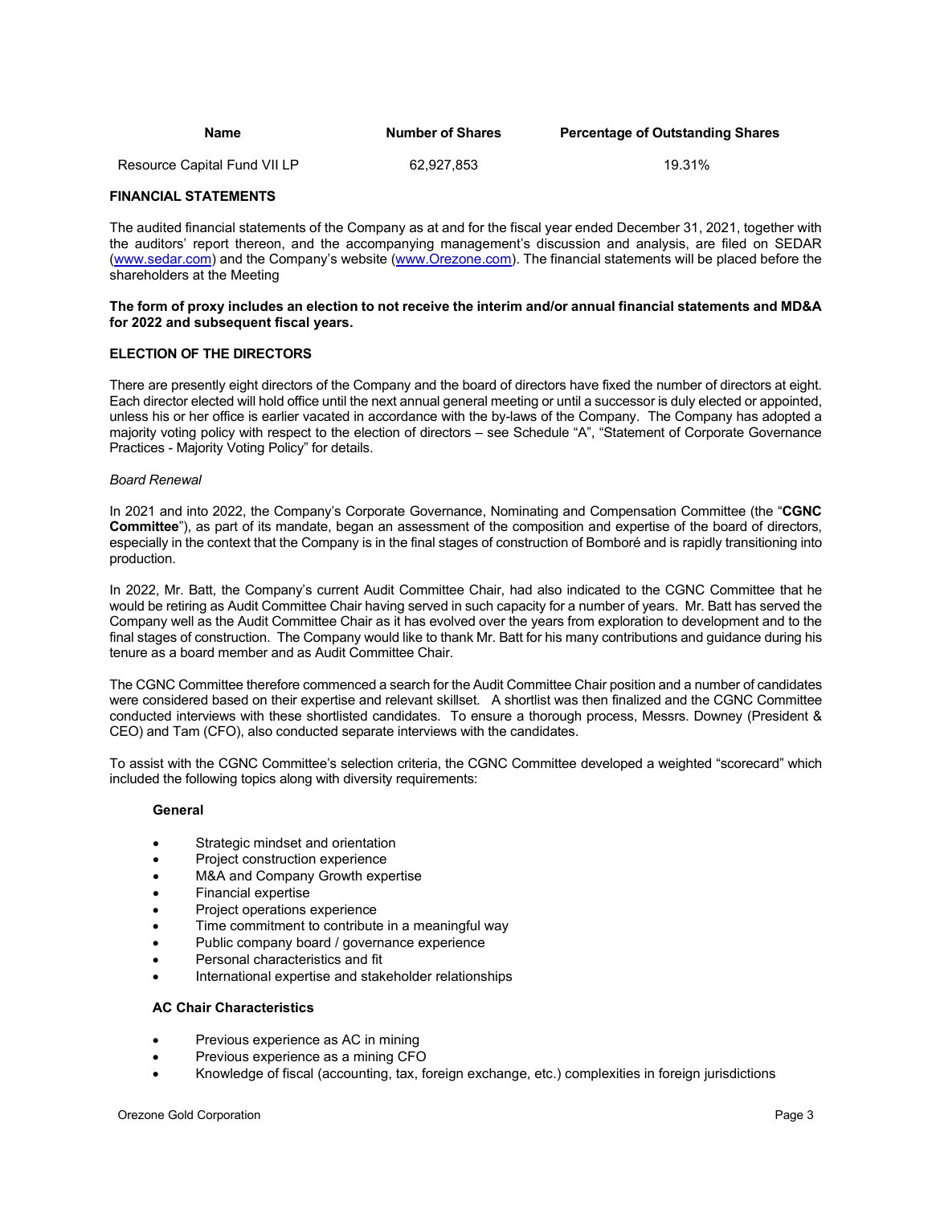| Name | Number of Shares | Percentage of Outstanding Shares |
| --- | --- | --- |
| Resource Capital Fund VII LP | 62,927,853 | 19.31% |

## FINANCIAL STATEMENTS

The audited financial statements of the Company as at and for the fiscal year ended December 31, 2021, together with the auditors' report thereon, and the accompanying management's discussion and analysis, are filed on SEDAR (www.sedar.com) and the Company's website (www.Orezone.com). The financial statements will be placed before the shareholders at the Meeting

**The form of proxy includes an election to not receive the interim and/or annual financial statements and MD&A for 2022 and subsequent fiscal years.**

## ELECTION OF THE DIRECTORS

There are presently eight directors of the Company and the board of directors have fixed the number of directors at eight. Each director elected will hold office until the next annual general meeting or until a successor is duly elected or appointed, unless his or her office is earlier vacated in accordance with the by-laws of the Company. The Company has adopted a majority voting policy with respect to the election of directors – see Schedule "A", "Statement of Corporate Governance Practices - Majority Voting Policy" for details.

*Board Renewal*

In 2021 and into 2022, the Company's Corporate Governance, Nominating and Compensation Committee (the "**CGNC Committee**"), as part of its mandate, began an assessment of the composition and expertise of the board of directors, especially in the context that the Company is in the final stages of construction of Bomboré and is rapidly transitioning into production.

In 2022, Mr. Batt, the Company's current Audit Committee Chair, had also indicated to the CGNC Committee that he would be retiring as Audit Committee Chair having served in such capacity for a number of years. Mr. Batt has served the Company well as the Audit Committee Chair as it has evolved over the years from exploration to development and to the final stages of construction. The Company would like to thank Mr. Batt for his many contributions and guidance during his tenure as a board member and as Audit Committee Chair.

The CGNC Committee therefore commenced a search for the Audit Committee Chair position and a number of candidates were considered based on their expertise and relevant skillset. A shortlist was then finalized and the CGNC Committee conducted interviews with these shortlisted candidates. To ensure a thorough process, Messrs. Downey (President & CEO) and Tam (CFO), also conducted separate interviews with the candidates.

To assist with the CGNC Committee's selection criteria, the CGNC Committee developed a weighted "scorecard" which included the following topics along with diversity requirements:

**General**

- Strategic mindset and orientation
- Project construction experience
- M&A and Company Growth expertise
- Financial expertise
- Project operations experience
- Time commitment to contribute in a meaningful way
- Public company board / governance experience
- Personal characteristics and fit
- International expertise and stakeholder relationships

**AC Chair Characteristics**

- Previous experience as AC in mining
- Previous experience as a mining CFO
- Knowledge of fiscal (accounting, tax, foreign exchange, etc.) complexities in foreign jurisdictions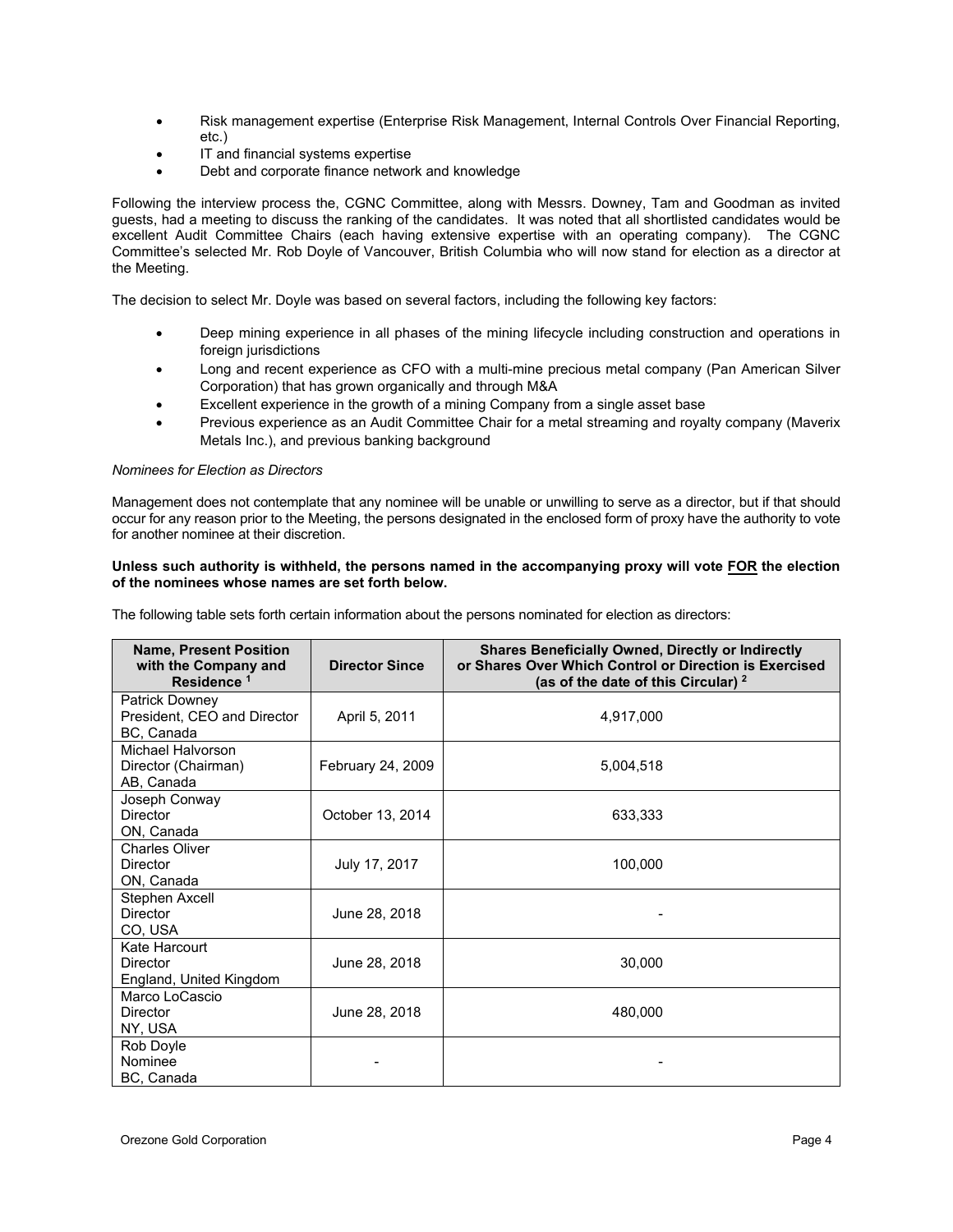- Risk management expertise (Enterprise Risk Management, Internal Controls Over Financial Reporting, etc.)
- IT and financial systems expertise
- Debt and corporate finance network and knowledge

Following the interview process the, CGNC Committee, along with Messrs. Downey, Tam and Goodman as invited guests, had a meeting to discuss the ranking of the candidates. It was noted that all shortlisted candidates would be excellent Audit Committee Chairs (each having extensive expertise with an operating company). The CGNC Committee's selected Mr. Rob Doyle of Vancouver, British Columbia who will now stand for election as a director at the Meeting.

The decision to select Mr. Doyle was based on several factors, including the following key factors:

- Deep mining experience in all phases of the mining lifecycle including construction and operations in foreign jurisdictions
- Long and recent experience as CFO with a multi-mine precious metal company (Pan American Silver Corporation) that has grown organically and through M&A
- Excellent experience in the growth of a mining Company from a single asset base
- Previous experience as an Audit Committee Chair for a metal streaming and royalty company (Maverix Metals Inc.), and previous banking background

*Nominees for Election as Directors*

Management does not contemplate that any nominee will be unable or unwilling to serve as a director, but if that should occur for any reason prior to the Meeting, the persons designated in the enclosed form of proxy have the authority to vote for another nominee at their discretion.

**Unless such authority is withheld, the persons named in the accompanying proxy will vote <u>FOR</u> the election of the nominees whose names are set forth below.**

The following table sets forth certain information about the persons nominated for election as directors:

| Name, Present Position with the Company and Residence [1] | Director Since | Shares Beneficially Owned, Directly or Indirectly or Shares Over Which Control or Direction is Exercised (as of the date of this Circular) [2] |
|---|---|---|
| Patrick Downey<br>President, CEO and Director<br>BC, Canada | April 5, 2011 | 4,917,000 |
| Michael Halvorson<br>Director (Chairman)<br>AB, Canada | February 24, 2009 | 5,004,518 |
| Joseph Conway<br>Director<br>ON, Canada | October 13, 2014 | 633,333 |
| Charles Oliver<br>Director<br>ON, Canada | July 17, 2017 | 100,000 |
| Stephen Axcell<br>Director<br>CO, USA | June 28, 2018 | - |
| Kate Harcourt<br>Director<br>England, United Kingdom | June 28, 2018 | 30,000 |
| Marco LoCascio<br>Director<br>NY, USA | June 28, 2018 | 480,000 |
| Rob Doyle<br>Nominee<br>BC, Canada | - | - |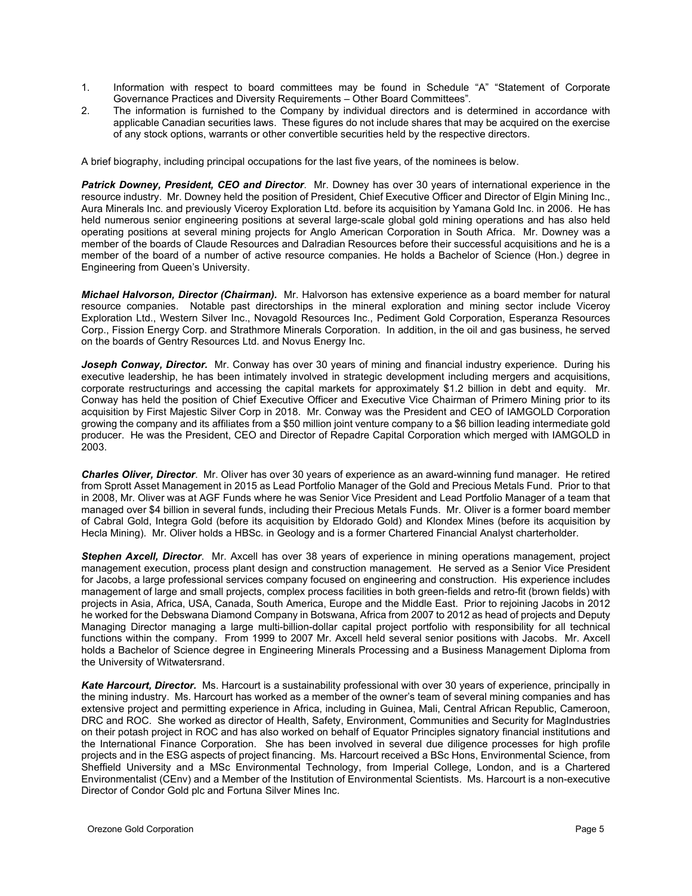1. Information with respect to board committees may be found in Schedule "A" "Statement of Corporate Governance Practices and Diversity Requirements – Other Board Committees".
2. The information is furnished to the Company by individual directors and is determined in accordance with applicable Canadian securities laws. These figures do not include shares that may be acquired on the exercise of any stock options, warrants or other convertible securities held by the respective directors.

A brief biography, including principal occupations for the last five years, of the nominees is below.

***Patrick Downey, President, CEO and Director***. Mr. Downey has over 30 years of international experience in the resource industry. Mr. Downey held the position of President, Chief Executive Officer and Director of Elgin Mining Inc., Aura Minerals Inc. and previously Viceroy Exploration Ltd. before its acquisition by Yamana Gold Inc. in 2006. He has held numerous senior engineering positions at several large-scale global gold mining operations and has also held operating positions at several mining projects for Anglo American Corporation in South Africa. Mr. Downey was a member of the boards of Claude Resources and Dalradian Resources before their successful acquisitions and he is a member of the board of a number of active resource companies. He holds a Bachelor of Science (Hon.) degree in Engineering from Queen's University.

***Michael Halvorson, Director (Chairman).*** Mr. Halvorson has extensive experience as a board member for natural resource companies. Notable past directorships in the mineral exploration and mining sector include Viceroy Exploration Ltd., Western Silver Inc., Novagold Resources Inc., Pediment Gold Corporation, Esperanza Resources Corp., Fission Energy Corp. and Strathmore Minerals Corporation. In addition, in the oil and gas business, he served on the boards of Gentry Resources Ltd. and Novus Energy Inc.

***Joseph Conway, Director.*** Mr. Conway has over 30 years of mining and financial industry experience. During his executive leadership, he has been intimately involved in strategic development including mergers and acquisitions, corporate restructurings and accessing the capital markets for approximately $1.2 billion in debt and equity. Mr. Conway has held the position of Chief Executive Officer and Executive Vice Chairman of Primero Mining prior to its acquisition by First Majestic Silver Corp in 2018. Mr. Conway was the President and CEO of IAMGOLD Corporation growing the company and its affiliates from a $50 million joint venture company to a $6 billion leading intermediate gold producer. He was the President, CEO and Director of Repadre Capital Corporation which merged with IAMGOLD in 2003.

***Charles Oliver, Director***. Mr. Oliver has over 30 years of experience as an award-winning fund manager. He retired from Sprott Asset Management in 2015 as Lead Portfolio Manager of the Gold and Precious Metals Fund. Prior to that in 2008, Mr. Oliver was at AGF Funds where he was Senior Vice President and Lead Portfolio Manager of a team that managed over $4 billion in several funds, including their Precious Metals Funds. Mr. Oliver is a former board member of Cabral Gold, Integra Gold (before its acquisition by Eldorado Gold) and Klondex Mines (before its acquisition by Hecla Mining). Mr. Oliver holds a HBSc. in Geology and is a former Chartered Financial Analyst charterholder.

***Stephen Axcell, Director***. Mr. Axcell has over 38 years of experience in mining operations management, project management execution, process plant design and construction management. He served as a Senior Vice President for Jacobs, a large professional services company focused on engineering and construction. His experience includes management of large and small projects, complex process facilities in both green-fields and retro-fit (brown fields) with projects in Asia, Africa, USA, Canada, South America, Europe and the Middle East. Prior to rejoining Jacobs in 2012 he worked for the Debswana Diamond Company in Botswana, Africa from 2007 to 2012 as head of projects and Deputy Managing Director managing a large multi-billion-dollar capital project portfolio with responsibility for all technical functions within the company. From 1999 to 2007 Mr. Axcell held several senior positions with Jacobs. Mr. Axcell holds a Bachelor of Science degree in Engineering Minerals Processing and a Business Management Diploma from the University of Witwatersrand.

***Kate Harcourt, Director.*** Ms. Harcourt is a sustainability professional with over 30 years of experience, principally in the mining industry. Ms. Harcourt has worked as a member of the owner's team of several mining companies and has extensive project and permitting experience in Africa, including in Guinea, Mali, Central African Republic, Cameroon, DRC and ROC. She worked as director of Health, Safety, Environment, Communities and Security for MagIndustries on their potash project in ROC and has also worked on behalf of Equator Principles signatory financial institutions and the International Finance Corporation. She has been involved in several due diligence processes for high profile projects and in the ESG aspects of project financing. Ms. Harcourt received a BSc Hons, Environmental Science, from Sheffield University and a MSc Environmental Technology, from Imperial College, London, and is a Chartered Environmentalist (CEnv) and a Member of the Institution of Environmental Scientists. Ms. Harcourt is a non-executive Director of Condor Gold plc and Fortuna Silver Mines Inc.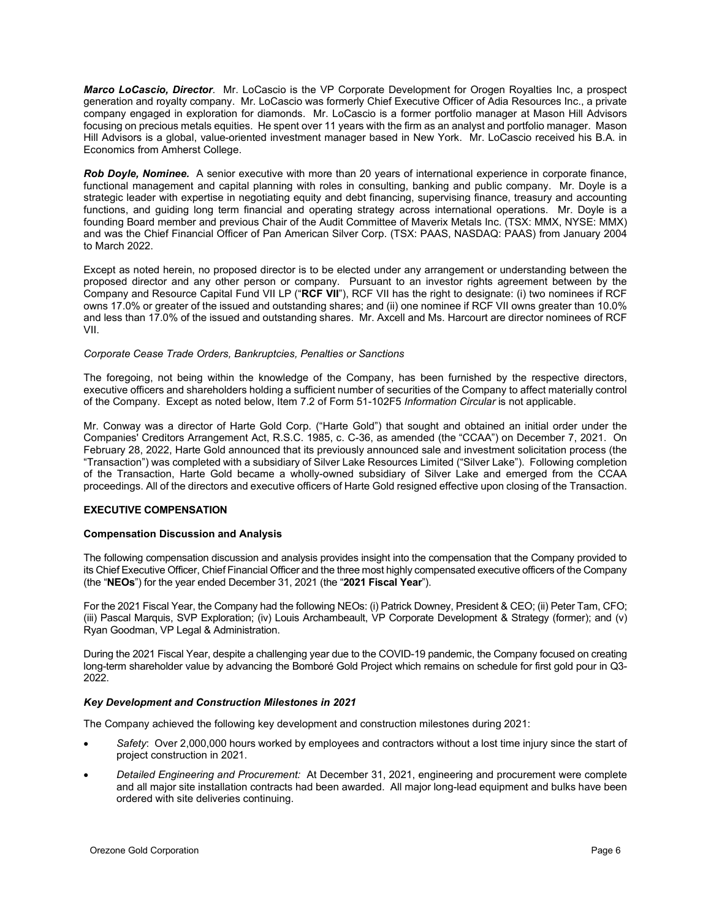***Marco LoCascio, Director***. Mr. LoCascio is the VP Corporate Development for Orogen Royalties Inc, a prospect generation and royalty company. Mr. LoCascio was formerly Chief Executive Officer of Adia Resources Inc., a private company engaged in exploration for diamonds. Mr. LoCascio is a former portfolio manager at Mason Hill Advisors focusing on precious metals equities. He spent over 11 years with the firm as an analyst and portfolio manager. Mason Hill Advisors is a global, value-oriented investment manager based in New York. Mr. LoCascio received his B.A. in Economics from Amherst College.

***Rob Doyle, Nominee.*** A senior executive with more than 20 years of international experience in corporate finance, functional management and capital planning with roles in consulting, banking and public company. Mr. Doyle is a strategic leader with expertise in negotiating equity and debt financing, supervising finance, treasury and accounting functions, and guiding long term financial and operating strategy across international operations. Mr. Doyle is a founding Board member and previous Chair of the Audit Committee of Maverix Metals Inc. (TSX: MMX, NYSE: MMX) and was the Chief Financial Officer of Pan American Silver Corp. (TSX: PAAS, NASDAQ: PAAS) from January 2004 to March 2022.

Except as noted herein, no proposed director is to be elected under any arrangement or understanding between the proposed director and any other person or company. Pursuant to an investor rights agreement between by the Company and Resource Capital Fund VII LP ("**RCF VII**"), RCF VII has the right to designate: (i) two nominees if RCF owns 17.0% or greater of the issued and outstanding shares; and (ii) one nominee if RCF VII owns greater than 10.0% and less than 17.0% of the issued and outstanding shares. Mr. Axcell and Ms. Harcourt are director nominees of RCF VII.

*Corporate Cease Trade Orders, Bankruptcies, Penalties or Sanctions*

The foregoing, not being within the knowledge of the Company, has been furnished by the respective directors, executive officers and shareholders holding a sufficient number of securities of the Company to affect materially control of the Company. Except as noted below, Item 7.2 of Form 51-102F5 *Information Circular* is not applicable.

Mr. Conway was a director of Harte Gold Corp. ("Harte Gold") that sought and obtained an initial order under the Companies' Creditors Arrangement Act, R.S.C. 1985, c. C-36, as amended (the "CCAA") on December 7, 2021. On February 28, 2022, Harte Gold announced that its previously announced sale and investment solicitation process (the "Transaction") was completed with a subsidiary of Silver Lake Resources Limited ("Silver Lake"). Following completion of the Transaction, Harte Gold became a wholly-owned subsidiary of Silver Lake and emerged from the CCAA proceedings. All of the directors and executive officers of Harte Gold resigned effective upon closing of the Transaction.

## EXECUTIVE COMPENSATION

### Compensation Discussion and Analysis

The following compensation discussion and analysis provides insight into the compensation that the Company provided to its Chief Executive Officer, Chief Financial Officer and the three most highly compensated executive officers of the Company (the "**NEOs**") for the year ended December 31, 2021 (the "**2021 Fiscal Year**").

For the 2021 Fiscal Year, the Company had the following NEOs: (i) Patrick Downey, President & CEO; (ii) Peter Tam, CFO; (iii) Pascal Marquis, SVP Exploration; (iv) Louis Archambeault, VP Corporate Development & Strategy (former); and (v) Ryan Goodman, VP Legal & Administration.

During the 2021 Fiscal Year, despite a challenging year due to the COVID-19 pandemic, the Company focused on creating long-term shareholder value by advancing the Bomboré Gold Project which remains on schedule for first gold pour in Q3-2022.

#### *Key Development and Construction Milestones in 2021*

The Company achieved the following key development and construction milestones during 2021:

- *Safety*: Over 2,000,000 hours worked by employees and contractors without a lost time injury since the start of project construction in 2021.
- *Detailed Engineering and Procurement:* At December 31, 2021, engineering and procurement were complete and all major site installation contracts had been awarded. All major long-lead equipment and bulks have been ordered with site deliveries continuing.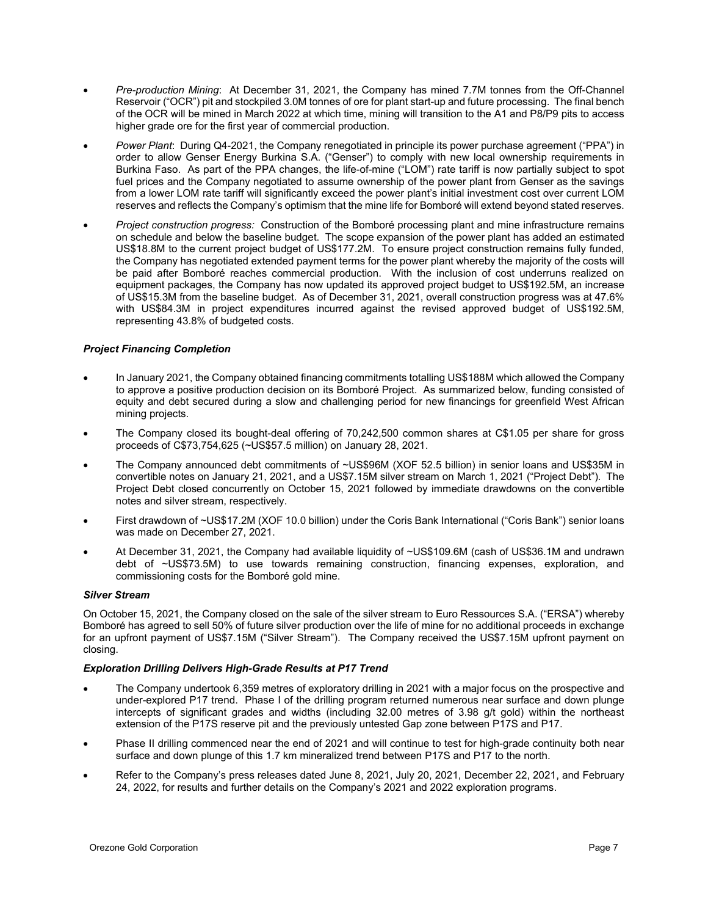- *Pre-production Mining*: At December 31, 2021, the Company has mined 7.7M tonnes from the Off-Channel Reservoir ("OCR") pit and stockpiled 3.0M tonnes of ore for plant start-up and future processing. The final bench of the OCR will be mined in March 2022 at which time, mining will transition to the A1 and P8/P9 pits to access higher grade ore for the first year of commercial production.
- *Power Plant*: During Q4-2021, the Company renegotiated in principle its power purchase agreement ("PPA") in order to allow Genser Energy Burkina S.A. ("Genser") to comply with new local ownership requirements in Burkina Faso. As part of the PPA changes, the life-of-mine ("LOM") rate tariff is now partially subject to spot fuel prices and the Company negotiated to assume ownership of the power plant from Genser as the savings from a lower LOM rate tariff will significantly exceed the power plant's initial investment cost over current LOM reserves and reflects the Company's optimism that the mine life for Bomboré will extend beyond stated reserves.
- *Project construction progress:* Construction of the Bomboré processing plant and mine infrastructure remains on schedule and below the baseline budget. The scope expansion of the power plant has added an estimated US$18.8M to the current project budget of US$177.2M. To ensure project construction remains fully funded, the Company has negotiated extended payment terms for the power plant whereby the majority of the costs will be paid after Bomboré reaches commercial production. With the inclusion of cost underruns realized on equipment packages, the Company has now updated its approved project budget to US$192.5M, an increase of US$15.3M from the baseline budget. As of December 31, 2021, overall construction progress was at 47.6% with US$84.3M in project expenditures incurred against the revised approved budget of US$192.5M, representing 43.8% of budgeted costs.

### *Project Financing Completion*

- In January 2021, the Company obtained financing commitments totalling US$188M which allowed the Company to approve a positive production decision on its Bomboré Project. As summarized below, funding consisted of equity and debt secured during a slow and challenging period for new financings for greenfield West African mining projects.
- The Company closed its bought-deal offering of 70,242,500 common shares at C$1.05 per share for gross proceeds of C$73,754,625 (~US$57.5 million) on January 28, 2021.
- The Company announced debt commitments of ~US$96M (XOF 52.5 billion) in senior loans and US$35M in convertible notes on January 21, 2021, and a US$7.15M silver stream on March 1, 2021 ("Project Debt"). The Project Debt closed concurrently on October 15, 2021 followed by immediate drawdowns on the convertible notes and silver stream, respectively.
- First drawdown of ~US$17.2M (XOF 10.0 billion) under the Coris Bank International ("Coris Bank") senior loans was made on December 27, 2021.
- At December 31, 2021, the Company had available liquidity of ~US$109.6M (cash of US$36.1M and undrawn debt of ~US$73.5M) to use towards remaining construction, financing expenses, exploration, and commissioning costs for the Bomboré gold mine.

### *Silver Stream*

On October 15, 2021, the Company closed on the sale of the silver stream to Euro Ressources S.A. ("ERSA") whereby Bomboré has agreed to sell 50% of future silver production over the life of mine for no additional proceeds in exchange for an upfront payment of US$7.15M ("Silver Stream"). The Company received the US$7.15M upfront payment on closing.

### *Exploration Drilling Delivers High-Grade Results at P17 Trend*

- The Company undertook 6,359 metres of exploratory drilling in 2021 with a major focus on the prospective and under-explored P17 trend. Phase I of the drilling program returned numerous near surface and down plunge intercepts of significant grades and widths (including 32.00 metres of 3.98 g/t gold) within the northeast extension of the P17S reserve pit and the previously untested Gap zone between P17S and P17.
- Phase II drilling commenced near the end of 2021 and will continue to test for high-grade continuity both near surface and down plunge of this 1.7 km mineralized trend between P17S and P17 to the north.
- Refer to the Company's press releases dated June 8, 2021, July 20, 2021, December 22, 2021, and February 24, 2022, for results and further details on the Company's 2021 and 2022 exploration programs.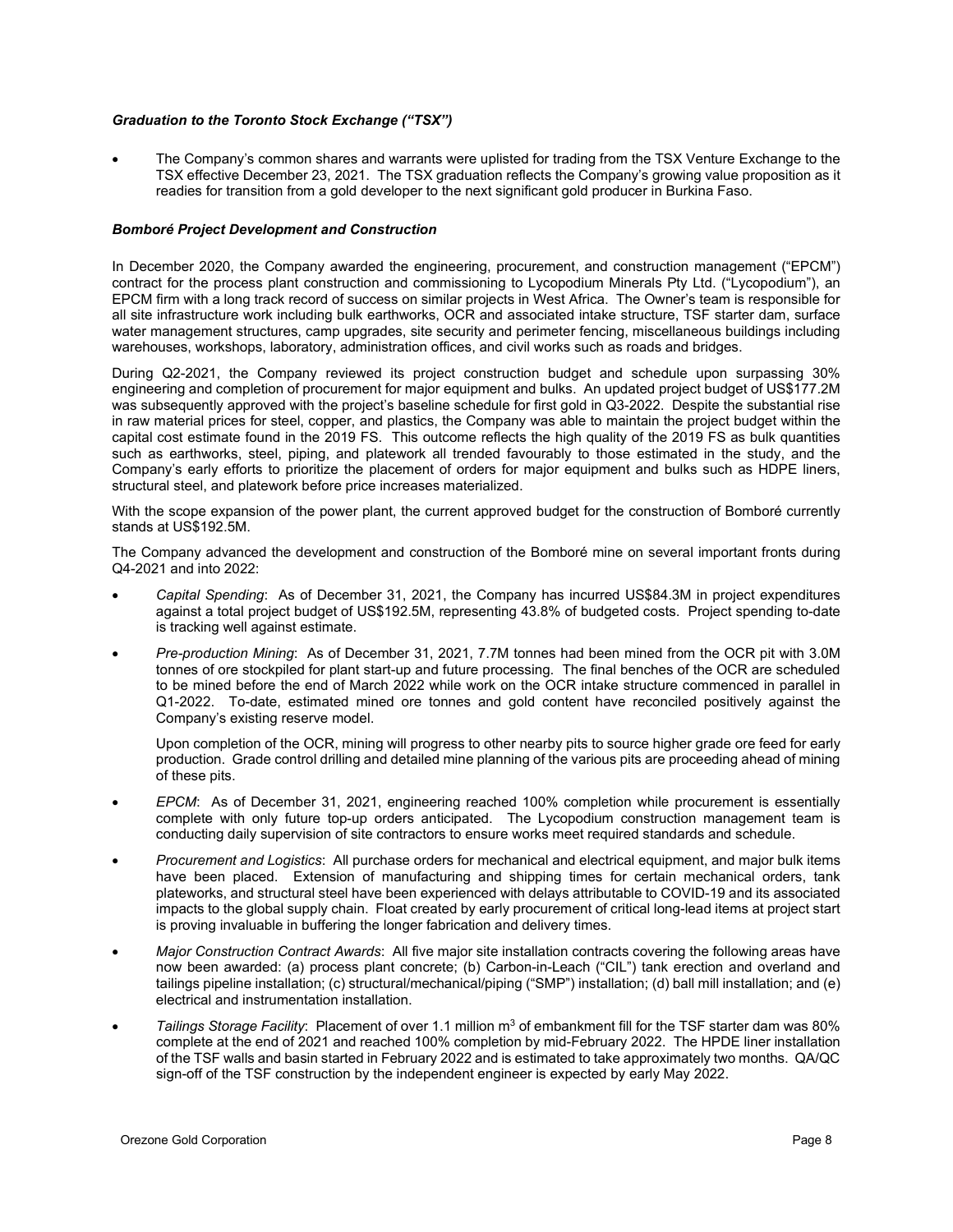### *Graduation to the Toronto Stock Exchange ("TSX")*

- The Company's common shares and warrants were uplisted for trading from the TSX Venture Exchange to the TSX effective December 23, 2021. The TSX graduation reflects the Company's growing value proposition as it readies for transition from a gold developer to the next significant gold producer in Burkina Faso.

### *Bomboré Project Development and Construction*

In December 2020, the Company awarded the engineering, procurement, and construction management ("EPCM") contract for the process plant construction and commissioning to Lycopodium Minerals Pty Ltd. ("Lycopodium"), an EPCM firm with a long track record of success on similar projects in West Africa. The Owner's team is responsible for all site infrastructure work including bulk earthworks, OCR and associated intake structure, TSF starter dam, surface water management structures, camp upgrades, site security and perimeter fencing, miscellaneous buildings including warehouses, workshops, laboratory, administration offices, and civil works such as roads and bridges.

During Q2-2021, the Company reviewed its project construction budget and schedule upon surpassing 30% engineering and completion of procurement for major equipment and bulks. An updated project budget of US$177.2M was subsequently approved with the project's baseline schedule for first gold in Q3-2022. Despite the substantial rise in raw material prices for steel, copper, and plastics, the Company was able to maintain the project budget within the capital cost estimate found in the 2019 FS. This outcome reflects the high quality of the 2019 FS as bulk quantities such as earthworks, steel, piping, and platework all trended favourably to those estimated in the study, and the Company's early efforts to prioritize the placement of orders for major equipment and bulks such as HDPE liners, structural steel, and platework before price increases materialized.

With the scope expansion of the power plant, the current approved budget for the construction of Bomboré currently stands at US$192.5M.

The Company advanced the development and construction of the Bomboré mine on several important fronts during Q4-2021 and into 2022:

- *Capital Spending*: As of December 31, 2021, the Company has incurred US$84.3M in project expenditures against a total project budget of US$192.5M, representing 43.8% of budgeted costs. Project spending to-date is tracking well against estimate.
- *Pre-production Mining*: As of December 31, 2021, 7.7M tonnes had been mined from the OCR pit with 3.0M tonnes of ore stockpiled for plant start-up and future processing. The final benches of the OCR are scheduled to be mined before the end of March 2022 while work on the OCR intake structure commenced in parallel in Q1-2022. To-date, estimated mined ore tonnes and gold content have reconciled positively against the Company's existing reserve model.

  Upon completion of the OCR, mining will progress to other nearby pits to source higher grade ore feed for early production. Grade control drilling and detailed mine planning of the various pits are proceeding ahead of mining of these pits.
- *EPCM*: As of December 31, 2021, engineering reached 100% completion while procurement is essentially complete with only future top-up orders anticipated. The Lycopodium construction management team is conducting daily supervision of site contractors to ensure works meet required standards and schedule.
- *Procurement and Logistics*: All purchase orders for mechanical and electrical equipment, and major bulk items have been placed. Extension of manufacturing and shipping times for certain mechanical orders, tank plateworks, and structural steel have been experienced with delays attributable to COVID-19 and its associated impacts to the global supply chain. Float created by early procurement of critical long-lead items at project start is proving invaluable in buffering the longer fabrication and delivery times.
- *Major Construction Contract Awards*: All five major site installation contracts covering the following areas have now been awarded: (a) process plant concrete; (b) Carbon-in-Leach ("CIL") tank erection and overland and tailings pipeline installation; (c) structural/mechanical/piping ("SMP") installation; (d) ball mill installation; and (e) electrical and instrumentation installation.
- *Tailings Storage Facility*: Placement of over 1.1 million $m^3$ of embankment fill for the TSF starter dam was 80% complete at the end of 2021 and reached 100% completion by mid-February 2022. The HPDE liner installation of the TSF walls and basin started in February 2022 and is estimated to take approximately two months. QA/QC sign-off of the TSF construction by the independent engineer is expected by early May 2022.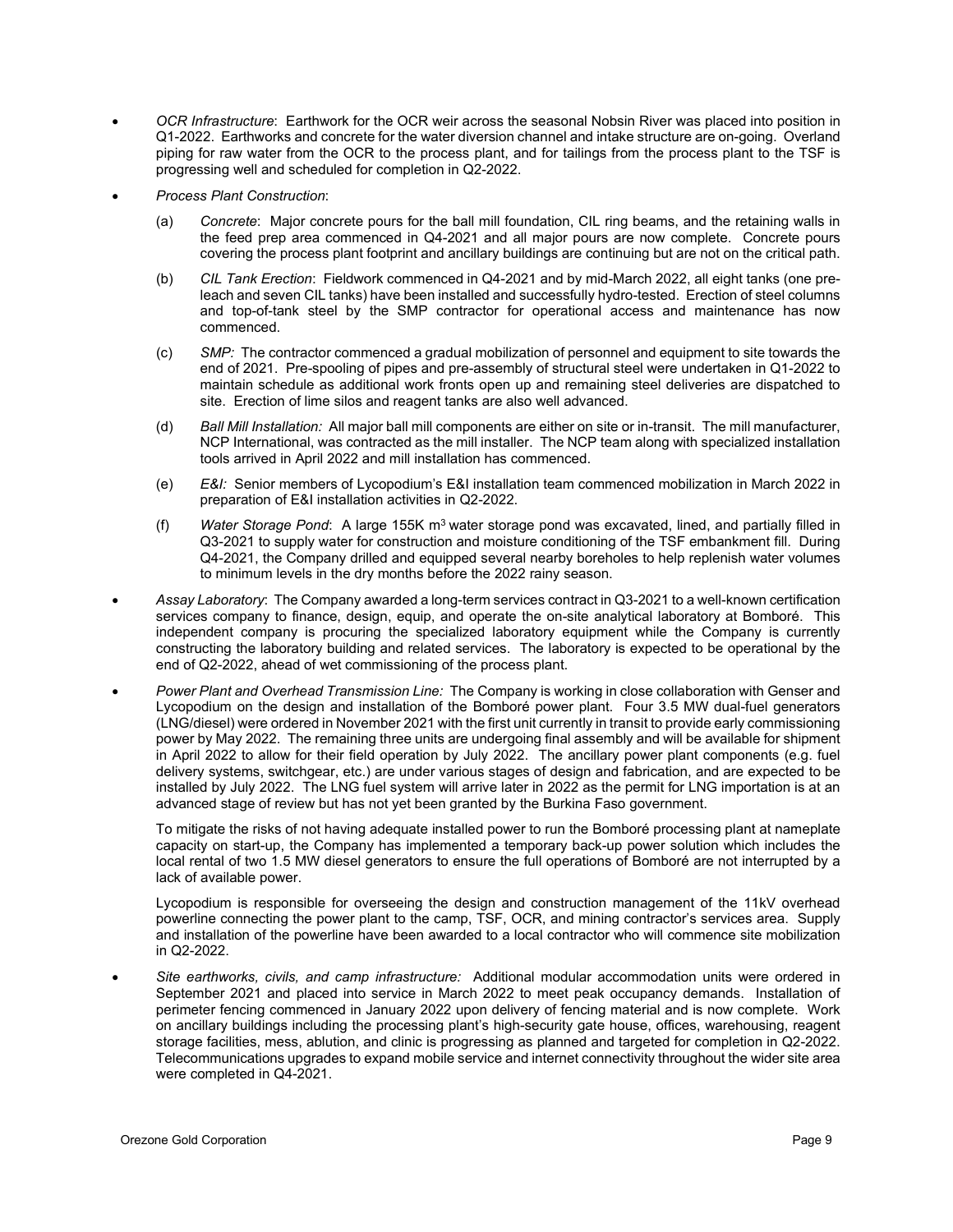- *OCR Infrastructure*: Earthwork for the OCR weir across the seasonal Nobsin River was placed into position in Q1-2022. Earthworks and concrete for the water diversion channel and intake structure are on-going. Overland piping for raw water from the OCR to the process plant, and for tailings from the process plant to the TSF is progressing well and scheduled for completion in Q2-2022.

- *Process Plant Construction*:

  (a) *Concrete*: Major concrete pours for the ball mill foundation, CIL ring beams, and the retaining walls in the feed prep area commenced in Q4-2021 and all major pours are now complete. Concrete pours covering the process plant footprint and ancillary buildings are continuing but are not on the critical path.

  (b) *CIL Tank Erection*: Fieldwork commenced in Q4-2021 and by mid-March 2022, all eight tanks (one pre-leach and seven CIL tanks) have been installed and successfully hydro-tested. Erection of steel columns and top-of-tank steel by the SMP contractor for operational access and maintenance has now commenced.

  (c) *SMP:* The contractor commenced a gradual mobilization of personnel and equipment to site towards the end of 2021. Pre-spooling of pipes and pre-assembly of structural steel were undertaken in Q1-2022 to maintain schedule as additional work fronts open up and remaining steel deliveries are dispatched to site. Erection of lime silos and reagent tanks are also well advanced.

  (d) *Ball Mill Installation:* All major ball mill components are either on site or in-transit. The mill manufacturer, NCP International, was contracted as the mill installer. The NCP team along with specialized installation tools arrived in April 2022 and mill installation has commenced.

  (e) *E&I:* Senior members of Lycopodium's E&I installation team commenced mobilization in March 2022 in preparation of E&I installation activities in Q2-2022.

  (f) *Water Storage Pond*: A large 155K $m^3$ water storage pond was excavated, lined, and partially filled in Q3-2021 to supply water for construction and moisture conditioning of the TSF embankment fill. During Q4-2021, the Company drilled and equipped several nearby boreholes to help replenish water volumes to minimum levels in the dry months before the 2022 rainy season.

- *Assay Laboratory*: The Company awarded a long-term services contract in Q3-2021 to a well-known certification services company to finance, design, equip, and operate the on-site analytical laboratory at Bomboré. This independent company is procuring the specialized laboratory equipment while the Company is currently constructing the laboratory building and related services. The laboratory is expected to be operational by the end of Q2-2022, ahead of wet commissioning of the process plant.

- *Power Plant and Overhead Transmission Line:* The Company is working in close collaboration with Genser and Lycopodium on the design and installation of the Bomboré power plant. Four 3.5 MW dual-fuel generators (LNG/diesel) were ordered in November 2021 with the first unit currently in transit to provide early commissioning power by May 2022. The remaining three units are undergoing final assembly and will be available for shipment in April 2022 to allow for their field operation by July 2022. The ancillary power plant components (e.g. fuel delivery systems, switchgear, etc.) are under various stages of design and fabrication, and are expected to be installed by July 2022. The LNG fuel system will arrive later in 2022 as the permit for LNG importation is at an advanced stage of review but has not yet been granted by the Burkina Faso government.

  To mitigate the risks of not having adequate installed power to run the Bomboré processing plant at nameplate capacity on start-up, the Company has implemented a temporary back-up power solution which includes the local rental of two 1.5 MW diesel generators to ensure the full operations of Bomboré are not interrupted by a lack of available power.

  Lycopodium is responsible for overseeing the design and construction management of the 11kV overhead powerline connecting the power plant to the camp, TSF, OCR, and mining contractor's services area. Supply and installation of the powerline have been awarded to a local contractor who will commence site mobilization in Q2-2022.

- *Site earthworks, civils, and camp infrastructure:* Additional modular accommodation units were ordered in September 2021 and placed into service in March 2022 to meet peak occupancy demands. Installation of perimeter fencing commenced in January 2022 upon delivery of fencing material and is now complete. Work on ancillary buildings including the processing plant's high-security gate house, offices, warehousing, reagent storage facilities, mess, ablution, and clinic is progressing as planned and targeted for completion in Q2-2022. Telecommunications upgrades to expand mobile service and internet connectivity throughout the wider site area were completed in Q4-2021.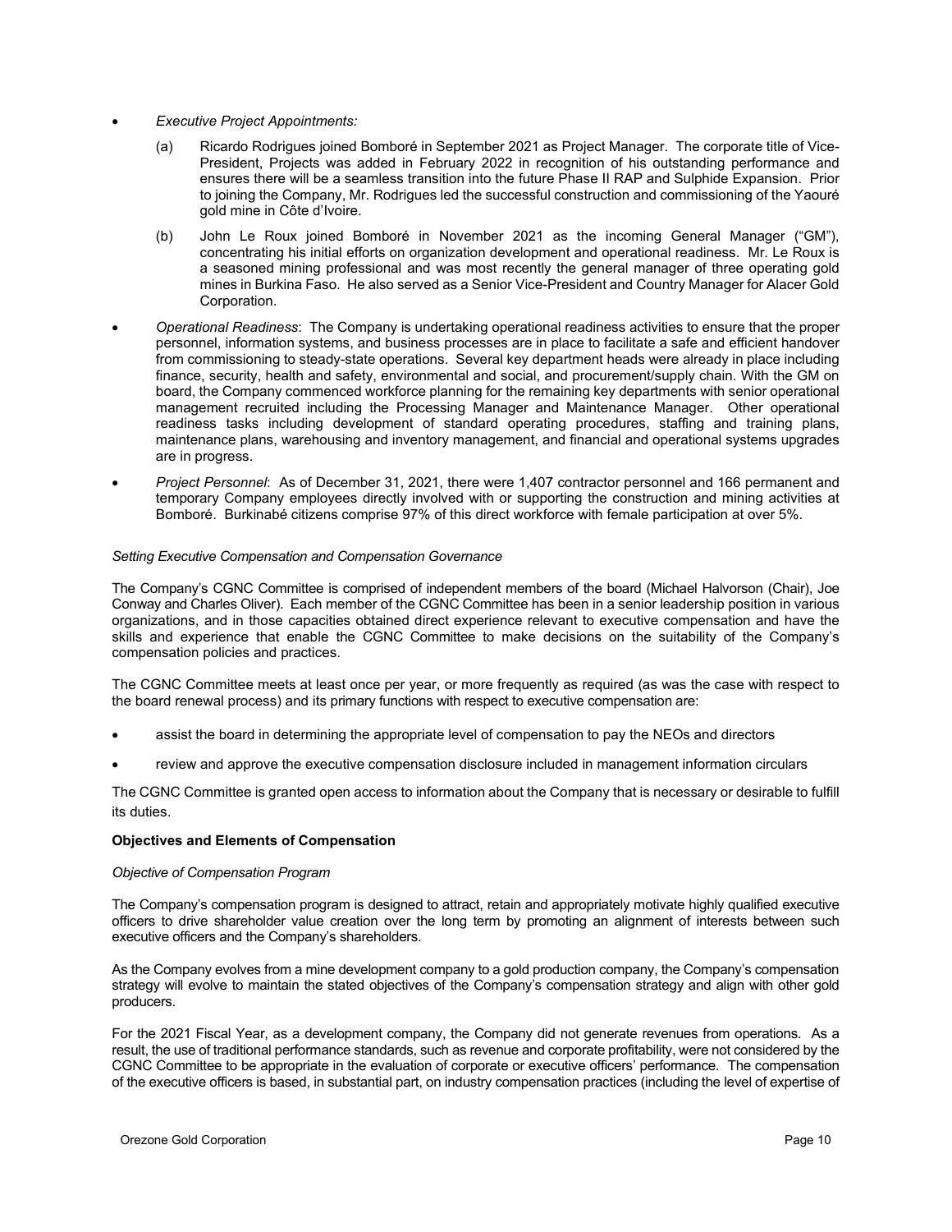- *Executive Project Appointments:*

  (a) Ricardo Rodrigues joined Bomboré in September 2021 as Project Manager. The corporate title of Vice-President, Projects was added in February 2022 in recognition of his outstanding performance and ensures there will be a seamless transition into the future Phase II RAP and Sulphide Expansion. Prior to joining the Company, Mr. Rodrigues led the successful construction and commissioning of the Yaouré gold mine in Côte d'Ivoire.

  (b) John Le Roux joined Bomboré in November 2021 as the incoming General Manager ("GM"), concentrating his initial efforts on organization development and operational readiness. Mr. Le Roux is a seasoned mining professional and was most recently the general manager of three operating gold mines in Burkina Faso. He also served as a Senior Vice-President and Country Manager for Alacer Gold Corporation.

- *Operational Readiness*: The Company is undertaking operational readiness activities to ensure that the proper personnel, information systems, and business processes are in place to facilitate a safe and efficient handover from commissioning to steady-state operations. Several key department heads were already in place including finance, security, health and safety, environmental and social, and procurement/supply chain. With the GM on board, the Company commenced workforce planning for the remaining key departments with senior operational management recruited including the Processing Manager and Maintenance Manager. Other operational readiness tasks including development of standard operating procedures, staffing and training plans, maintenance plans, warehousing and inventory management, and financial and operational systems upgrades are in progress.

- *Project Personnel*: As of December 31, 2021, there were 1,407 contractor personnel and 166 permanent and temporary Company employees directly involved with or supporting the construction and mining activities at Bomboré. Burkinabé citizens comprise 97% of this direct workforce with female participation at over 5%.

*Setting Executive Compensation and Compensation Governance*

The Company's CGNC Committee is comprised of independent members of the board (Michael Halvorson (Chair), Joe Conway and Charles Oliver). Each member of the CGNC Committee has been in a senior leadership position in various organizations, and in those capacities obtained direct experience relevant to executive compensation and have the skills and experience that enable the CGNC Committee to make decisions on the suitability of the Company's compensation policies and practices.

The CGNC Committee meets at least once per year, or more frequently as required (as was the case with respect to the board renewal process) and its primary functions with respect to executive compensation are:

- assist the board in determining the appropriate level of compensation to pay the NEOs and directors
- review and approve the executive compensation disclosure included in management information circulars

The CGNC Committee is granted open access to information about the Company that is necessary or desirable to fulfill its duties.

**Objectives and Elements of Compensation**

*Objective of Compensation Program*

The Company's compensation program is designed to attract, retain and appropriately motivate highly qualified executive officers to drive shareholder value creation over the long term by promoting an alignment of interests between such executive officers and the Company's shareholders.

As the Company evolves from a mine development company to a gold production company, the Company's compensation strategy will evolve to maintain the stated objectives of the Company's compensation strategy and align with other gold producers.

For the 2021 Fiscal Year, as a development company, the Company did not generate revenues from operations. As a result, the use of traditional performance standards, such as revenue and corporate profitability, were not considered by the CGNC Committee to be appropriate in the evaluation of corporate or executive officers' performance. The compensation of the executive officers is based, in substantial part, on industry compensation practices (including the level of expertise of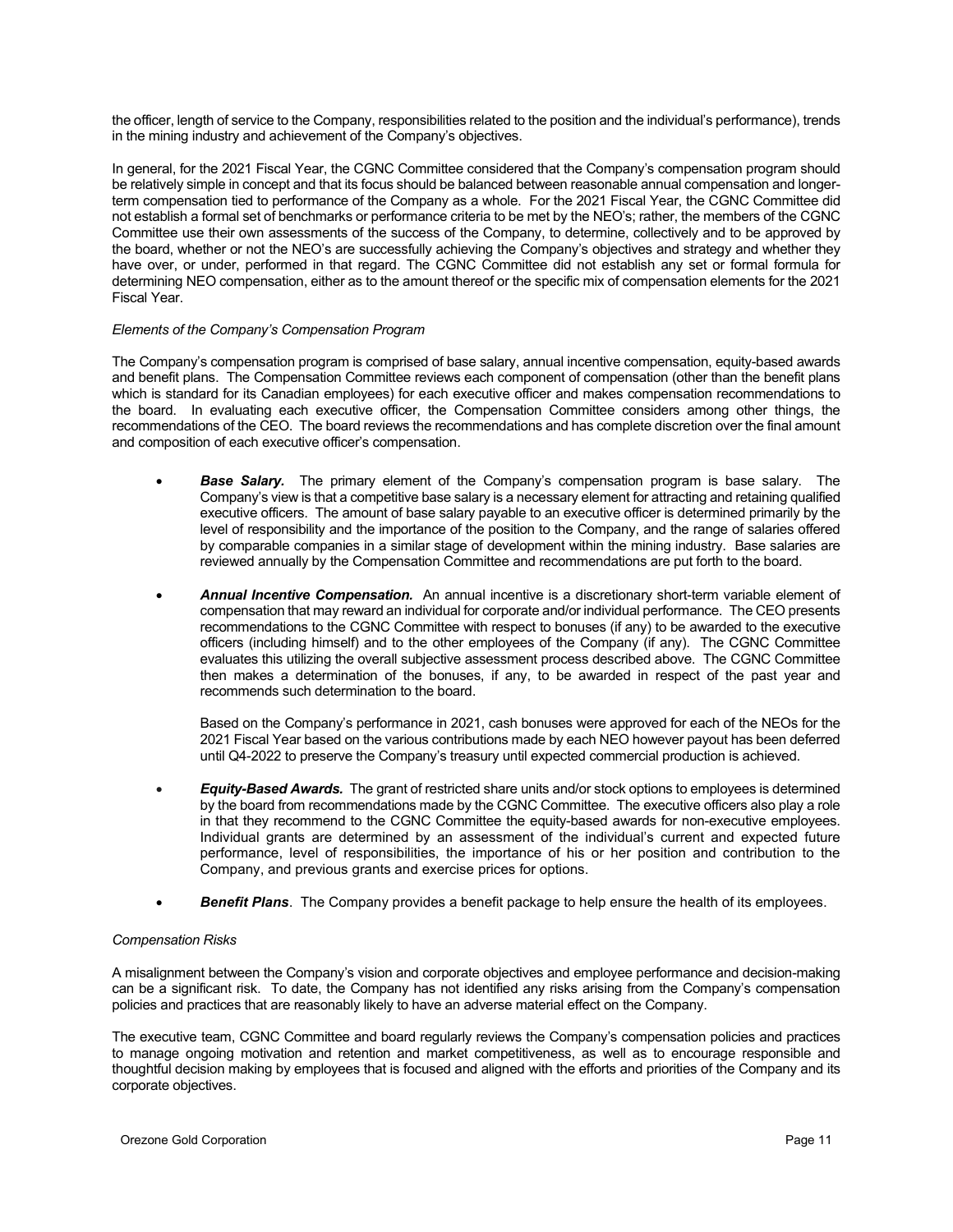the officer, length of service to the Company, responsibilities related to the position and the individual's performance), trends in the mining industry and achievement of the Company's objectives.

In general, for the 2021 Fiscal Year, the CGNC Committee considered that the Company's compensation program should be relatively simple in concept and that its focus should be balanced between reasonable annual compensation and longer-term compensation tied to performance of the Company as a whole. For the 2021 Fiscal Year, the CGNC Committee did not establish a formal set of benchmarks or performance criteria to be met by the NEO's; rather, the members of the CGNC Committee use their own assessments of the success of the Company, to determine, collectively and to be approved by the board, whether or not the NEO's are successfully achieving the Company's objectives and strategy and whether they have over, or under, performed in that regard. The CGNC Committee did not establish any set or formal formula for determining NEO compensation, either as to the amount thereof or the specific mix of compensation elements for the 2021 Fiscal Year.

*Elements of the Company's Compensation Program*

The Company's compensation program is comprised of base salary, annual incentive compensation, equity-based awards and benefit plans. The Compensation Committee reviews each component of compensation (other than the benefit plans which is standard for its Canadian employees) for each executive officer and makes compensation recommendations to the board. In evaluating each executive officer, the Compensation Committee considers among other things, the recommendations of the CEO. The board reviews the recommendations and has complete discretion over the final amount and composition of each executive officer's compensation.

- ***Base Salary.*** The primary element of the Company's compensation program is base salary. The Company's view is that a competitive base salary is a necessary element for attracting and retaining qualified executive officers. The amount of base salary payable to an executive officer is determined primarily by the level of responsibility and the importance of the position to the Company, and the range of salaries offered by comparable companies in a similar stage of development within the mining industry. Base salaries are reviewed annually by the Compensation Committee and recommendations are put forth to the board.

- ***Annual Incentive Compensation.*** An annual incentive is a discretionary short-term variable element of compensation that may reward an individual for corporate and/or individual performance. The CEO presents recommendations to the CGNC Committee with respect to bonuses (if any) to be awarded to the executive officers (including himself) and to the other employees of the Company (if any). The CGNC Committee evaluates this utilizing the overall subjective assessment process described above. The CGNC Committee then makes a determination of the bonuses, if any, to be awarded in respect of the past year and recommends such determination to the board.

  Based on the Company's performance in 2021, cash bonuses were approved for each of the NEOs for the 2021 Fiscal Year based on the various contributions made by each NEO however payout has been deferred until Q4-2022 to preserve the Company's treasury until expected commercial production is achieved.

- ***Equity-Based Awards.*** The grant of restricted share units and/or stock options to employees is determined by the board from recommendations made by the CGNC Committee. The executive officers also play a role in that they recommend to the CGNC Committee the equity-based awards for non-executive employees. Individual grants are determined by an assessment of the individual's current and expected future performance, level of responsibilities, the importance of his or her position and contribution to the Company, and previous grants and exercise prices for options.

- ***Benefit Plans***. The Company provides a benefit package to help ensure the health of its employees.

*Compensation Risks*

A misalignment between the Company's vision and corporate objectives and employee performance and decision-making can be a significant risk. To date, the Company has not identified any risks arising from the Company's compensation policies and practices that are reasonably likely to have an adverse material effect on the Company.

The executive team, CGNC Committee and board regularly reviews the Company's compensation policies and practices to manage ongoing motivation and retention and market competitiveness, as well as to encourage responsible and thoughtful decision making by employees that is focused and aligned with the efforts and priorities of the Company and its corporate objectives.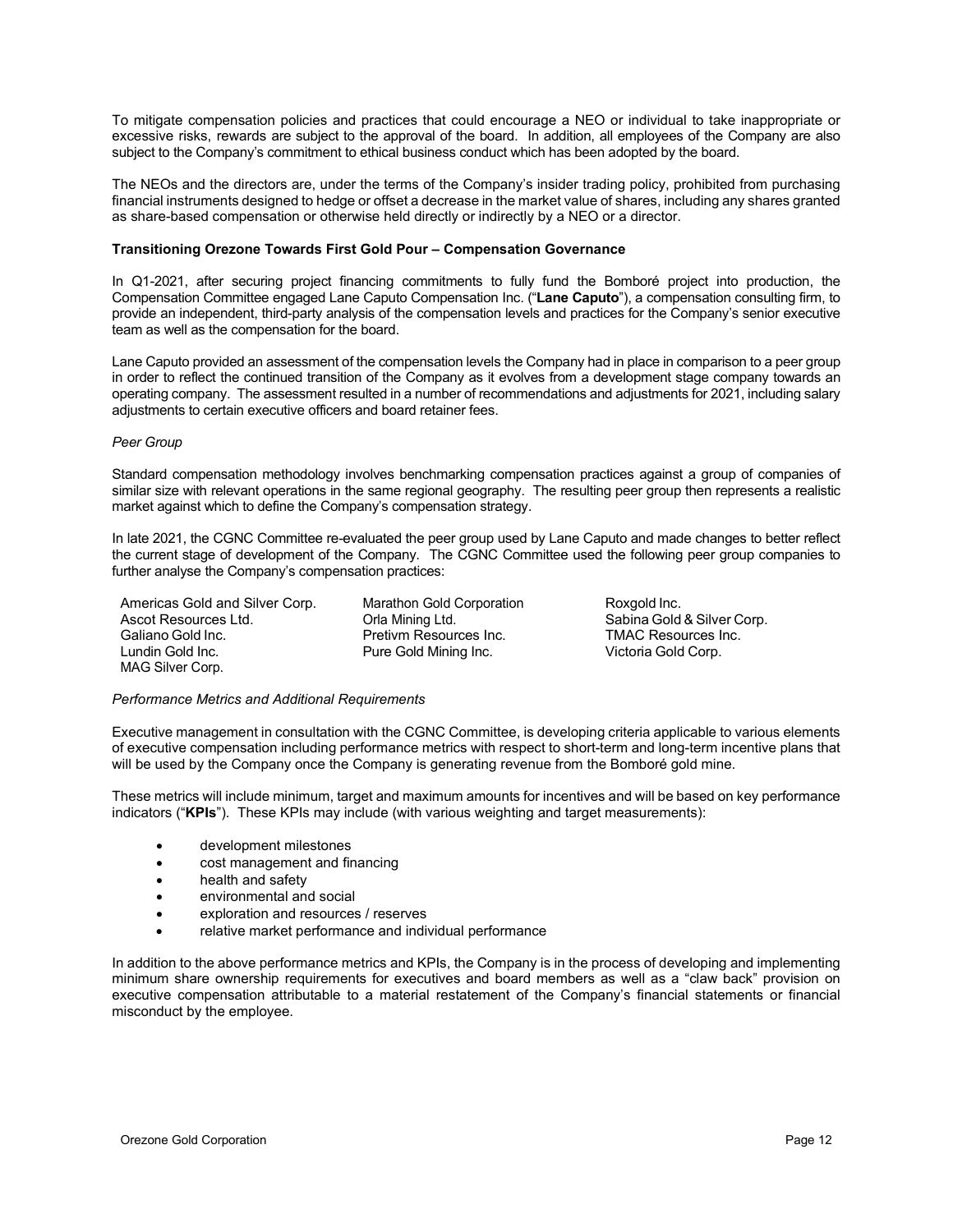To mitigate compensation policies and practices that could encourage a NEO or individual to take inappropriate or excessive risks, rewards are subject to the approval of the board. In addition, all employees of the Company are also subject to the Company's commitment to ethical business conduct which has been adopted by the board.

The NEOs and the directors are, under the terms of the Company's insider trading policy, prohibited from purchasing financial instruments designed to hedge or offset a decrease in the market value of shares, including any shares granted as share-based compensation or otherwise held directly or indirectly by a NEO or a director.

**Transitioning Orezone Towards First Gold Pour – Compensation Governance**

In Q1-2021, after securing project financing commitments to fully fund the Bomboré project into production, the Compensation Committee engaged Lane Caputo Compensation Inc. ("**Lane Caputo**"), a compensation consulting firm, to provide an independent, third-party analysis of the compensation levels and practices for the Company's senior executive team as well as the compensation for the board.

Lane Caputo provided an assessment of the compensation levels the Company had in place in comparison to a peer group in order to reflect the continued transition of the Company as it evolves from a development stage company towards an operating company. The assessment resulted in a number of recommendations and adjustments for 2021, including salary adjustments to certain executive officers and board retainer fees.

*Peer Group*

Standard compensation methodology involves benchmarking compensation practices against a group of companies of similar size with relevant operations in the same regional geography. The resulting peer group then represents a realistic market against which to define the Company's compensation strategy.

In late 2021, the CGNC Committee re-evaluated the peer group used by Lane Caputo and made changes to better reflect the current stage of development of the Company. The CGNC Committee used the following peer group companies to further analyse the Company's compensation practices:

| | | |
|---|---|---|
| Americas Gold and Silver Corp. | Marathon Gold Corporation | Roxgold Inc. |
| Ascot Resources Ltd. | Orla Mining Ltd. | Sabina Gold & Silver Corp. |
| Galiano Gold Inc. | Pretivm Resources Inc. | TMAC Resources Inc. |
| Lundin Gold Inc. | Pure Gold Mining Inc. | Victoria Gold Corp. |
| MAG Silver Corp. | | |

*Performance Metrics and Additional Requirements*

Executive management in consultation with the CGNC Committee, is developing criteria applicable to various elements of executive compensation including performance metrics with respect to short-term and long-term incentive plans that will be used by the Company once the Company is generating revenue from the Bomboré gold mine.

These metrics will include minimum, target and maximum amounts for incentives and will be based on key performance indicators ("**KPIs**"). These KPIs may include (with various weighting and target measurements):

- development milestones
- cost management and financing
- health and safety
- environmental and social
- exploration and resources / reserves
- relative market performance and individual performance

In addition to the above performance metrics and KPIs, the Company is in the process of developing and implementing minimum share ownership requirements for executives and board members as well as a "claw back" provision on executive compensation attributable to a material restatement of the Company's financial statements or financial misconduct by the employee.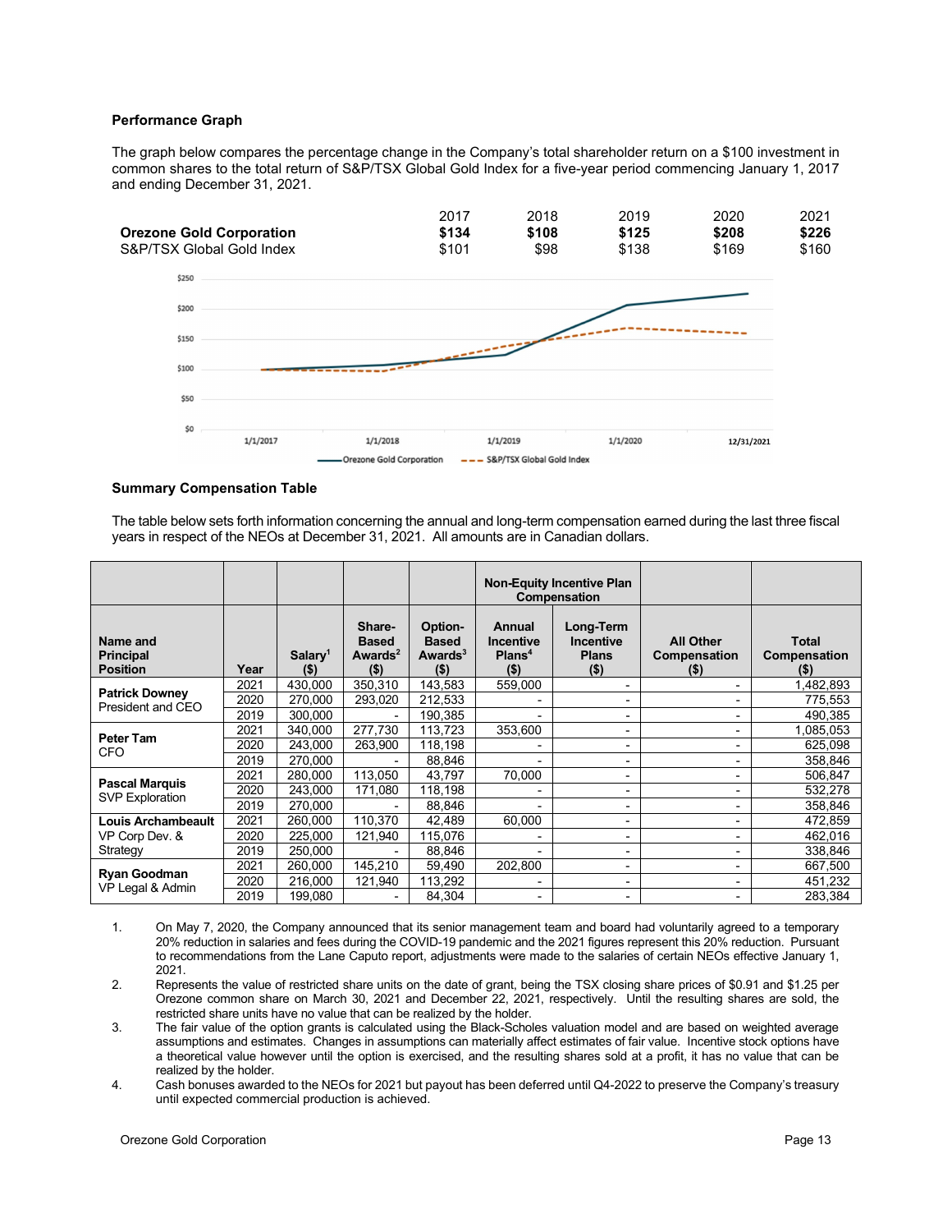### Performance Graph

The graph below compares the percentage change in the Company's total shareholder return on a $100 investment in common shares to the total return of S&P/TSX Global Gold Index for a five-year period commencing January 1, 2017 and ending December 31, 2021.

| | 2017 | 2018 | 2019 | 2020 | 2021 |
|---|---|---|---|---|---|
| **Orezone Gold Corporation** | **$134** | **$108** | **$125** | **$208** | **$226** |
| S&P/TSX Global Gold Index | $101 | $98 | $138 | $169 | $160 |

### Summary Compensation Table

The table below sets forth information concerning the annual and long-term compensation earned during the last three fiscal years in respect of the NEOs at December 31, 2021. All amounts are in Canadian dollars.

| | | | | | Non-Equity Incentive Plan Compensation | | | |
|---|---|---|---|---|---|---|---|---|
| **Name and Principal Position** | **Year** | **Salary[1] ($)** | **Share-Based Awards[2] ($)** | **Option-Based Awards[3] ($)** | **Annual Incentive Plans[4] ($)** | **Long-Term Incentive Plans ($)** | **All Other Compensation ($)** | **Total Compensation ($)** |
| **Patrick Downey** President and CEO | 2021 | 430,000 | 350,310 | 143,583 | 559,000 | - | - | 1,482,893 |
| | 2020 | 270,000 | 293,020 | 212,533 | - | - | - | 775,553 |
| | 2019 | 300,000 | - | 190,385 | - | - | - | 490,385 |
| **Peter Tam** CFO | 2021 | 340,000 | 277,730 | 113,723 | 353,600 | - | - | 1,085,053 |
| | 2020 | 243,000 | 263,900 | 118,198 | - | - | - | 625,098 |
| | 2019 | 270,000 | - | 88,846 | - | - | - | 358,846 |
| **Pascal Marquis** SVP Exploration | 2021 | 280,000 | 113,050 | 43,797 | 70,000 | - | - | 506,847 |
| | 2020 | 243,000 | 171,080 | 118,198 | - | - | - | 532,278 |
| | 2019 | 270,000 | - | 88,846 | - | - | - | 358,846 |
| **Louis Archambeault** VP Corp Dev. & Strategy | 2021 | 260,000 | 110,370 | 42,489 | 60,000 | - | - | 472,859 |
| | 2020 | 225,000 | 121,940 | 115,076 | - | - | - | 462,016 |
| | 2019 | 250,000 | - | 88,846 | - | - | - | 338,846 |
| **Ryan Goodman** VP Legal & Admin | 2021 | 260,000 | 145,210 | 59,490 | 202,800 | - | - | 667,500 |
| | 2020 | 216,000 | 121,940 | 113,292 | - | - | - | 451,232 |
| | 2019 | 199,080 | - | 84,304 | - | - | - | 283,384 |

1. On May 7, 2020, the Company announced that its senior management team and board had voluntarily agreed to a temporary 20% reduction in salaries and fees during the COVID-19 pandemic and the 2021 figures represent this 20% reduction. Pursuant to recommendations from the Lane Caputo report, adjustments were made to the salaries of certain NEOs effective January 1, 2021.
2. Represents the value of restricted share units on the date of grant, being the TSX closing share prices of $0.91 and $1.25 per Orezone common share on March 30, 2021 and December 22, 2021, respectively. Until the resulting shares are sold, the restricted share units have no value that can be realized by the holder.
3. The fair value of the option grants is calculated using the Black-Scholes valuation model and are based on weighted average assumptions and estimates. Changes in assumptions can materially affect estimates of fair value. Incentive stock options have a theoretical value however until the option is exercised, and the resulting shares sold at a profit, it has no value that can be realized by the holder.
4. Cash bonuses awarded to the NEOs for 2021 but payout has been deferred until Q4-2022 to preserve the Company's treasury until expected commercial production is achieved.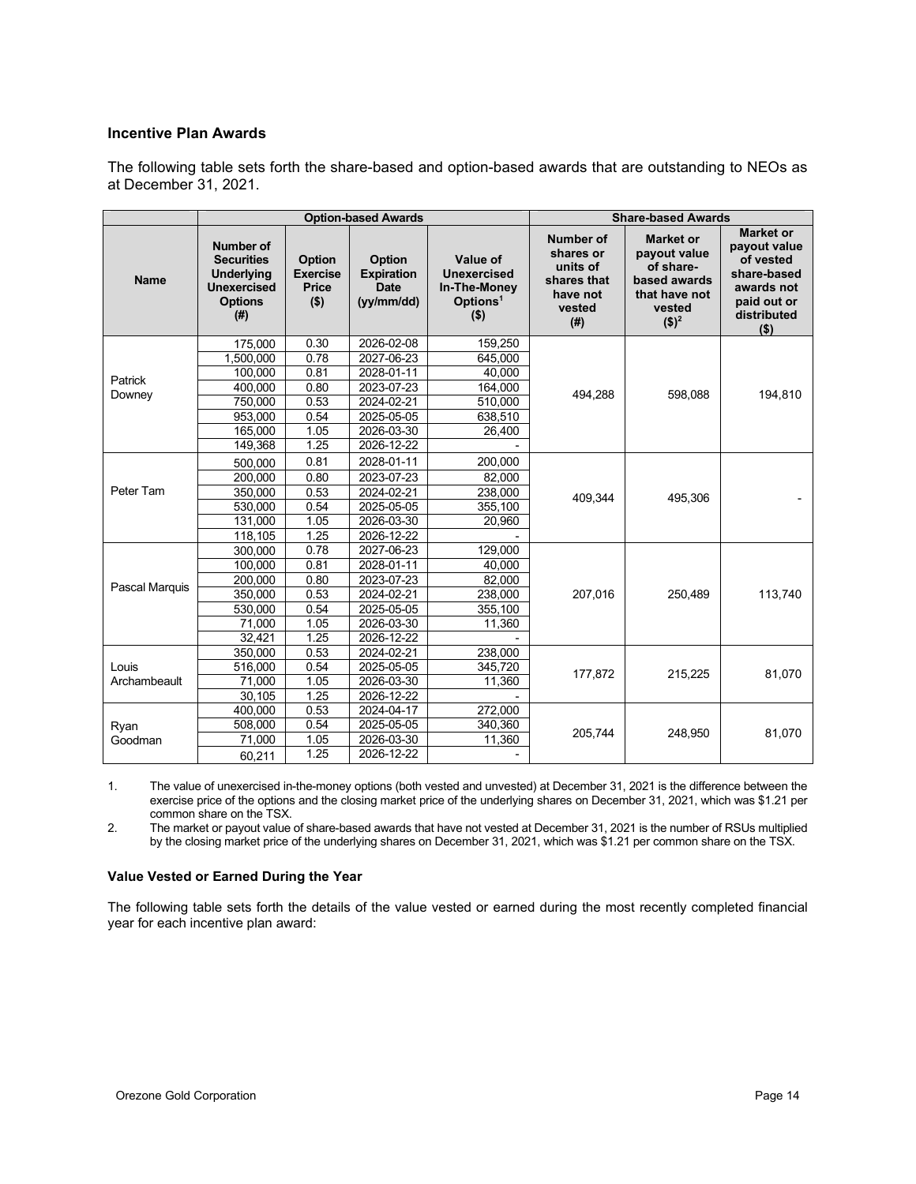### Incentive Plan Awards

The following table sets forth the share-based and option-based awards that are outstanding to NEOs as at December 31, 2021.

| | Option-based Awards | | | | Share-based Awards | | |
|---|---|---|---|---|---|---|---|
| Name | Number of Securities Underlying Unexercised Options (#) | Option Exercise Price ($) | Option Expiration Date (yy/mm/dd) | Value of Unexercised In-The-Money Options[1] ($) | Number of shares or units of shares that have not vested (#) | Market or payout value of share-based awards that have not vested ($)[2] | Market or payout value of vested share-based awards not paid out or distributed ($) |
| Patrick Downey | 175,000 | 0.30 | 2026-02-08 | 159,250 | 494,288 | 598,088 | 194,810 |
| | 1,500,000 | 0.78 | 2027-06-23 | 645,000 | | | |
| | 100,000 | 0.81 | 2028-01-11 | 40,000 | | | |
| | 400,000 | 0.80 | 2023-07-23 | 164,000 | | | |
| | 750,000 | 0.53 | 2024-02-21 | 510,000 | | | |
| | 953,000 | 0.54 | 2025-05-05 | 638,510 | | | |
| | 165,000 | 1.05 | 2026-03-30 | 26,400 | | | |
| | 149,368 | 1.25 | 2026-12-22 | - | | | |
| Peter Tam | 500,000 | 0.81 | 2028-01-11 | 200,000 | 409,344 | 495,306 | - |
| | 200,000 | 0.80 | 2023-07-23 | 82,000 | | | |
| | 350,000 | 0.53 | 2024-02-21 | 238,000 | | | |
| | 530,000 | 0.54 | 2025-05-05 | 355,100 | | | |
| | 131,000 | 1.05 | 2026-03-30 | 20,960 | | | |
| | 118,105 | 1.25 | 2026-12-22 | - | | | |
| Pascal Marquis | 300,000 | 0.78 | 2027-06-23 | 129,000 | 207,016 | 250,489 | 113,740 |
| | 100,000 | 0.81 | 2028-01-11 | 40,000 | | | |
| | 200,000 | 0.80 | 2023-07-23 | 82,000 | | | |
| | 350,000 | 0.53 | 2024-02-21 | 238,000 | | | |
| | 530,000 | 0.54 | 2025-05-05 | 355,100 | | | |
| | 71,000 | 1.05 | 2026-03-30 | 11,360 | | | |
| | 32,421 | 1.25 | 2026-12-22 | - | | | |
| Louis Archambeault | 350,000 | 0.53 | 2024-02-21 | 238,000 | 177,872 | 215,225 | 81,070 |
| | 516,000 | 0.54 | 2025-05-05 | 345,720 | | | |
| | 71,000 | 1.05 | 2026-03-30 | 11,360 | | | |
| | 30,105 | 1.25 | 2026-12-22 | - | | | |
| Ryan Goodman | 400,000 | 0.53 | 2024-04-17 | 272,000 | 205,744 | 248,950 | 81,070 |
| | 508,000 | 0.54 | 2025-05-05 | 340,360 | | | |
| | 71,000 | 1.05 | 2026-03-30 | 11,360 | | | |
| | 60,211 | 1.25 | 2026-12-22 | - | | | |

1. The value of unexercised in-the-money options (both vested and unvested) at December 31, 2021 is the difference between the exercise price of the options and the closing market price of the underlying shares on December 31, 2021, which was $1.21 per common share on the TSX.
2. The market or payout value of share-based awards that have not vested at December 31, 2021 is the number of RSUs multiplied by the closing market price of the underlying shares on December 31, 2021, which was $1.21 per common share on the TSX.

### Value Vested or Earned During the Year

The following table sets forth the details of the value vested or earned during the most recently completed financial year for each incentive plan award: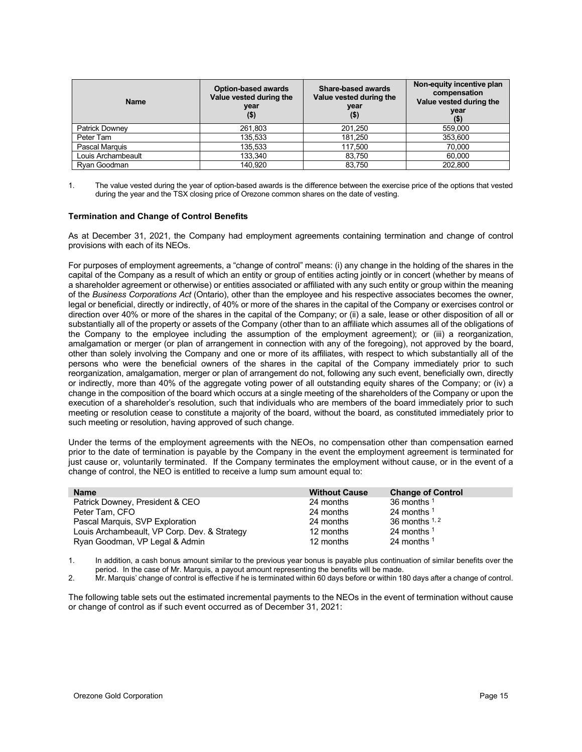| Name | Option-based awards Value vested during the year ($) | Share-based awards Value vested during the year ($) | Non-equity incentive plan compensation Value vested during the year ($) |
|---|---|---|---|
| Patrick Downey | 261,803 | 201,250 | 559,000 |
| Peter Tam | 135,533 | 181,250 | 353,600 |
| Pascal Marquis | 135,533 | 117,500 | 70,000 |
| Louis Archambeault | 133,340 | 83,750 | 60,000 |
| Ryan Goodman | 140,920 | 83,750 | 202,800 |

1. The value vested during the year of option-based awards is the difference between the exercise price of the options that vested during the year and the TSX closing price of Orezone common shares on the date of vesting.

### Termination and Change of Control Benefits

As at December 31, 2021, the Company had employment agreements containing termination and change of control provisions with each of its NEOs.

For purposes of employment agreements, a "change of control" means: (i) any change in the holding of the shares in the capital of the Company as a result of which an entity or group of entities acting jointly or in concert (whether by means of a shareholder agreement or otherwise) or entities associated or affiliated with any such entity or group within the meaning of the *Business Corporations Act* (Ontario), other than the employee and his respective associates becomes the owner, legal or beneficial, directly or indirectly, of 40% or more of the shares in the capital of the Company or exercises control or direction over 40% or more of the shares in the capital of the Company; or (ii) a sale, lease or other disposition of all or substantially all of the property or assets of the Company (other than to an affiliate which assumes all of the obligations of the Company to the employee including the assumption of the employment agreement); or (iii) a reorganization, amalgamation or merger (or plan of arrangement in connection with any of the foregoing), not approved by the board, other than solely involving the Company and one or more of its affiliates, with respect to which substantially all of the persons who were the beneficial owners of the shares in the capital of the Company immediately prior to such reorganization, amalgamation, merger or plan of arrangement do not, following any such event, beneficially own, directly or indirectly, more than 40% of the aggregate voting power of all outstanding equity shares of the Company; or (iv) a change in the composition of the board which occurs at a single meeting of the shareholders of the Company or upon the execution of a shareholder's resolution, such that individuals who are members of the board immediately prior to such meeting or resolution cease to constitute a majority of the board, without the board, as constituted immediately prior to such meeting or resolution, having approved of such change.

Under the terms of the employment agreements with the NEOs, no compensation other than compensation earned prior to the date of termination is payable by the Company in the event the employment agreement is terminated for just cause or, voluntarily terminated. If the Company terminates the employment without cause, or in the event of a change of control, the NEO is entitled to receive a lump sum amount equal to:

| Name | Without Cause | Change of Control |
|---|---|---|
| Patrick Downey, President & CEO | 24 months | 36 months [1] |
| Peter Tam, CFO | 24 months | 24 months [1] |
| Pascal Marquis, SVP Exploration | 24 months | 36 months [1, 2] |
| Louis Archambeault, VP Corp. Dev. & Strategy | 12 months | 24 months [1] |
| Ryan Goodman, VP Legal & Admin | 12 months | 24 months [1] |

1. In addition, a cash bonus amount similar to the previous year bonus is payable plus continuation of similar benefits over the period. In the case of Mr. Marquis, a payout amount representing the benefits will be made.
2. Mr. Marquis' change of control is effective if he is terminated within 60 days before or within 180 days after a change of control.

The following table sets out the estimated incremental payments to the NEOs in the event of termination without cause or change of control as if such event occurred as of December 31, 2021: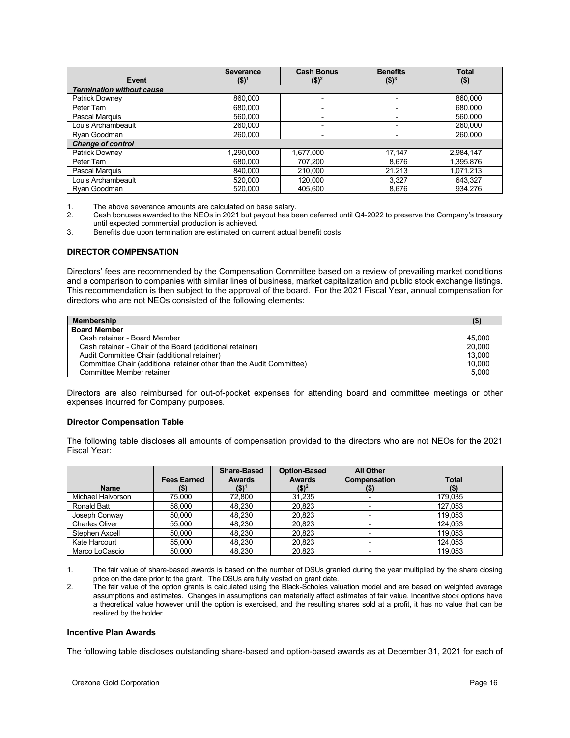| Event | Severance ($)[1] | Cash Bonus ($)[2] | Benefits ($)[3] | Total ($) |
|---|---|---|---|---|
| ***Termination without cause*** | | | | |
| Patrick Downey | 860,000 | - | - | 860,000 |
| Peter Tam | 680,000 | - | - | 680,000 |
| Pascal Marquis | 560,000 | - | - | 560,000 |
| Louis Archambeault | 260,000 | - | - | 260,000 |
| Ryan Goodman | 260,000 | - | - | 260,000 |
| ***Change of control*** | | | | |
| Patrick Downey | 1,290,000 | 1,677,000 | 17,147 | 2,984,147 |
| Peter Tam | 680,000 | 707,200 | 8,676 | 1,395,876 |
| Pascal Marquis | 840,000 | 210,000 | 21,213 | 1,071,213 |
| Louis Archambeault | 520,000 | 120,000 | 3,327 | 643,327 |
| Ryan Goodman | 520,000 | 405,600 | 8,676 | 934,276 |

1. The above severance amounts are calculated on base salary.
2. Cash bonuses awarded to the NEOs in 2021 but payout has been deferred until Q4-2022 to preserve the Company's treasury until expected commercial production is achieved.
3. Benefits due upon termination are estimated on current actual benefit costs.

### DIRECTOR COMPENSATION

Directors' fees are recommended by the Compensation Committee based on a review of prevailing market conditions and a comparison to companies with similar lines of business, market capitalization and public stock exchange listings. This recommendation is then subject to the approval of the board. For the 2021 Fiscal Year, annual compensation for directors who are not NEOs consisted of the following elements:

| Membership | ($) |
|---|---|
| **Board Member** | |
| Cash retainer - Board Member | 45,000 |
| Cash retainer - Chair of the Board (additional retainer) | 20,000 |
| Audit Committee Chair (additional retainer) | 13,000 |
| Committee Chair (additional retainer other than the Audit Committee) | 10,000 |
| Committee Member retainer | 5,000 |

Directors are also reimbursed for out-of-pocket expenses for attending board and committee meetings or other expenses incurred for Company purposes.

#### Director Compensation Table

The following table discloses all amounts of compensation provided to the directors who are not NEOs for the 2021 Fiscal Year:

| Name | Fees Earned ($) | Share-Based Awards ($)[1] | Option-Based Awards ($)[2] | All Other Compensation ($) | Total ($) |
|---|---|---|---|---|---|
| Michael Halvorson | 75,000 | 72,800 | 31,235 | - | 179,035 |
| Ronald Batt | 58,000 | 48,230 | 20,823 | - | 127,053 |
| Joseph Conway | 50,000 | 48,230 | 20,823 | - | 119,053 |
| Charles Oliver | 55,000 | 48,230 | 20,823 | - | 124,053 |
| Stephen Axcell | 50,000 | 48,230 | 20,823 | - | 119,053 |
| Kate Harcourt | 55,000 | 48,230 | 20,823 | - | 124,053 |
| Marco LoCascio | 50,000 | 48,230 | 20,823 | - | 119,053 |

1. The fair value of share-based awards is based on the number of DSUs granted during the year multiplied by the share closing price on the date prior to the grant. The DSUs are fully vested on grant date.
2. The fair value of the option grants is calculated using the Black-Scholes valuation model and are based on weighted average assumptions and estimates. Changes in assumptions can materially affect estimates of fair value. Incentive stock options have a theoretical value however until the option is exercised, and the resulting shares sold at a profit, it has no value that can be realized by the holder.

#### Incentive Plan Awards

The following table discloses outstanding share-based and option-based awards as at December 31, 2021 for each of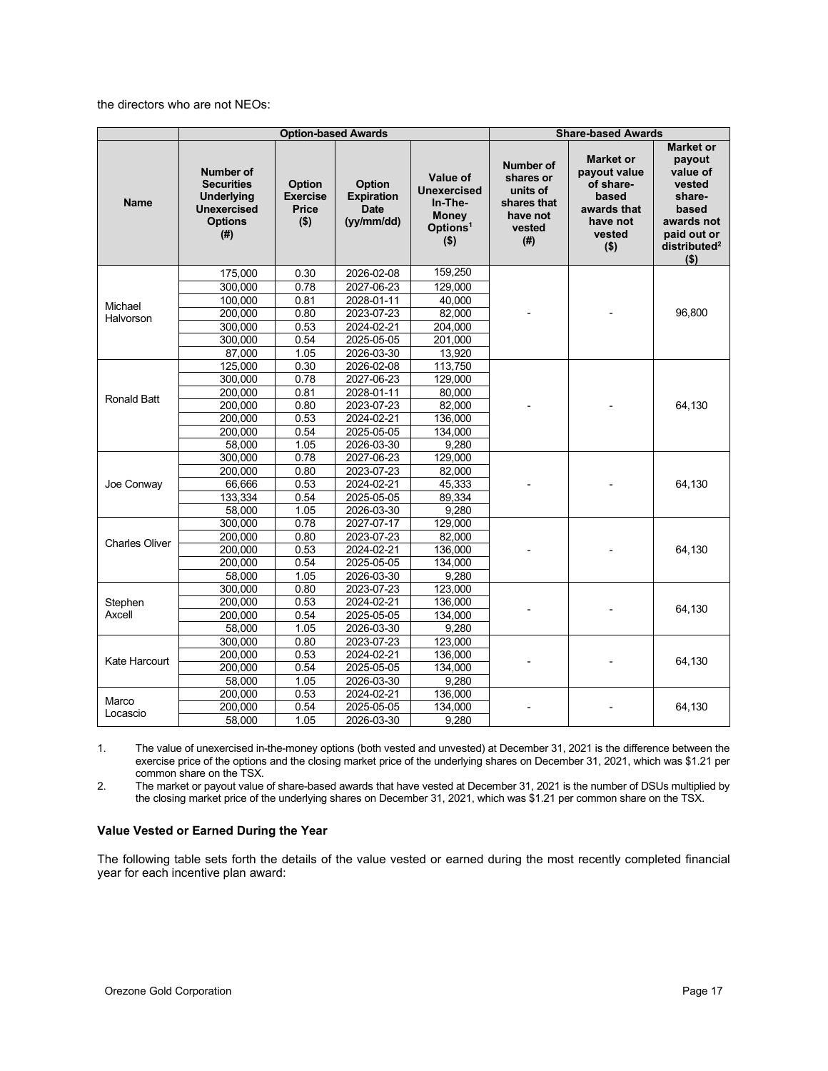the directors who are not NEOs:

| Name | Option-based Awards | | | | Share-based Awards | | |
|---|---|---|---|---|---|---|---|
| | Number of Securities Underlying Unexercised Options (#) | Option Exercise Price ($) | Option Expiration Date (yy/mm/dd) | Value of Unexercised In-The-Money Options[1] ($) | Number of shares or units of shares that have not vested (#) | Market or payout value of share-based awards that have not vested ($) | Market or payout value of vested share-based awards not paid out or distributed[2] ($) |
| Michael Halvorson | 175,000 | 0.30 | 2026-02-08 | 159,250 | - | - | 96,800 |
| | 300,000 | 0.78 | 2027-06-23 | 129,000 | | | |
| | 100,000 | 0.81 | 2028-01-11 | 40,000 | | | |
| | 200,000 | 0.80 | 2023-07-23 | 82,000 | | | |
| | 300,000 | 0.53 | 2024-02-21 | 204,000 | | | |
| | 300,000 | 0.54 | 2025-05-05 | 201,000 | | | |
| | 87,000 | 1.05 | 2026-03-30 | 13,920 | | | |
| Ronald Batt | 125,000 | 0.30 | 2026-02-08 | 113,750 | - | - | 64,130 |
| | 300,000 | 0.78 | 2027-06-23 | 129,000 | | | |
| | 200,000 | 0.81 | 2028-01-11 | 80,000 | | | |
| | 200,000 | 0.80 | 2023-07-23 | 82,000 | | | |
| | 200,000 | 0.53 | 2024-02-21 | 136,000 | | | |
| | 200,000 | 0.54 | 2025-05-05 | 134,000 | | | |
| | 58,000 | 1.05 | 2026-03-30 | 9,280 | | | |
| Joe Conway | 300,000 | 0.78 | 2027-06-23 | 129,000 | - | - | 64,130 |
| | 200,000 | 0.80 | 2023-07-23 | 82,000 | | | |
| | 66,666 | 0.53 | 2024-02-21 | 45,333 | | | |
| | 133,334 | 0.54 | 2025-05-05 | 89,334 | | | |
| | 58,000 | 1.05 | 2026-03-30 | 9,280 | | | |
| Charles Oliver | 300,000 | 0.78 | 2027-07-17 | 129,000 | - | - | 64,130 |
| | 200,000 | 0.80 | 2023-07-23 | 82,000 | | | |
| | 200,000 | 0.53 | 2024-02-21 | 136,000 | | | |
| | 200,000 | 0.54 | 2025-05-05 | 134,000 | | | |
| | 58,000 | 1.05 | 2026-03-30 | 9,280 | | | |
| Stephen Axcell | 300,000 | 0.80 | 2023-07-23 | 123,000 | - | - | 64,130 |
| | 200,000 | 0.53 | 2024-02-21 | 136,000 | | | |
| | 200,000 | 0.54 | 2025-05-05 | 134,000 | | | |
| | 58,000 | 1.05 | 2026-03-30 | 9,280 | | | |
| Kate Harcourt | 300,000 | 0.80 | 2023-07-23 | 123,000 | - | - | 64,130 |
| | 200,000 | 0.53 | 2024-02-21 | 136,000 | | | |
| | 200,000 | 0.54 | 2025-05-05 | 134,000 | | | |
| | 58,000 | 1.05 | 2026-03-30 | 9,280 | | | |
| Marco Locascio | 200,000 | 0.53 | 2024-02-21 | 136,000 | - | - | 64,130 |
| | 200,000 | 0.54 | 2025-05-05 | 134,000 | | | |
| | 58,000 | 1.05 | 2026-03-30 | 9,280 | | | |

1. The value of unexercised in-the-money options (both vested and unvested) at December 31, 2021 is the difference between the exercise price of the options and the closing market price of the underlying shares on December 31, 2021, which was $1.21 per common share on the TSX.
2. The market or payout value of share-based awards that have vested at December 31, 2021 is the number of DSUs multiplied by the closing market price of the underlying shares on December 31, 2021, which was $1.21 per common share on the TSX.

### Value Vested or Earned During the Year

The following table sets forth the details of the value vested or earned during the most recently completed financial year for each incentive plan award: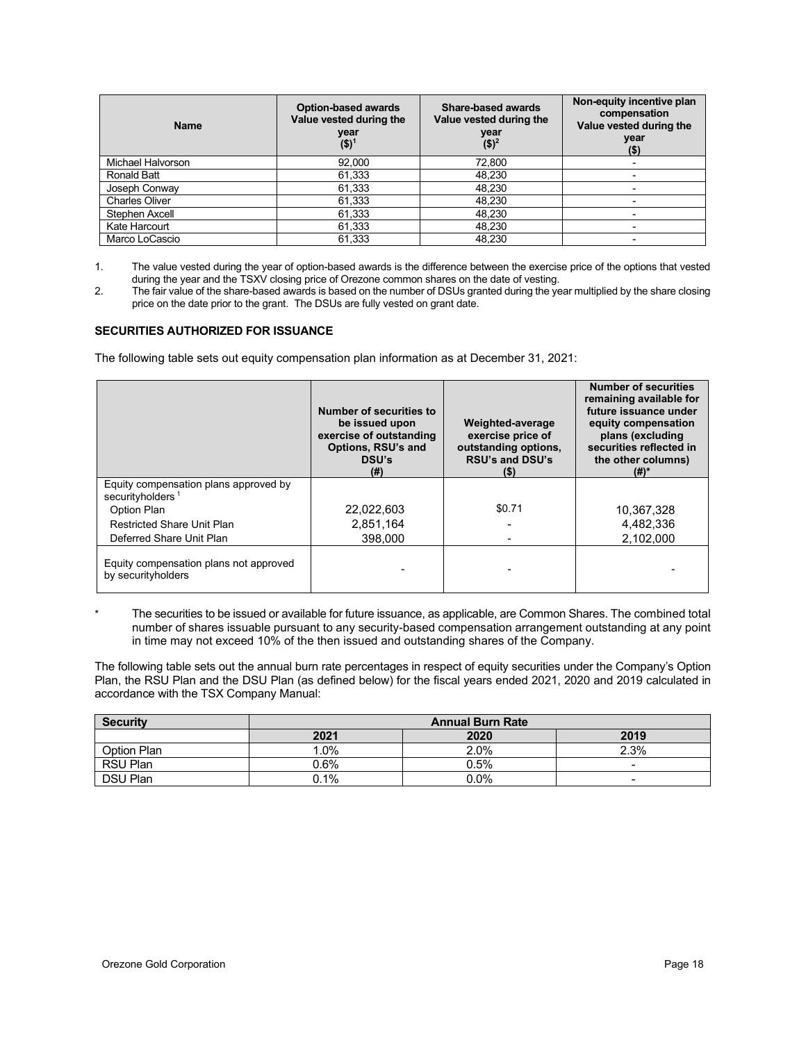| Name | Option-based awards Value vested during the year ($)[1] | Share-based awards Value vested during the year ($)[2] | Non-equity incentive plan compensation Value vested during the year ($) |
|---|---|---|---|
| Michael Halvorson | 92,000 | 72,800 | - |
| Ronald Batt | 61,333 | 48,230 | - |
| Joseph Conway | 61,333 | 48,230 | - |
| Charles Oliver | 61,333 | 48,230 | - |
| Stephen Axcell | 61,333 | 48,230 | - |
| Kate Harcourt | 61,333 | 48,230 | - |
| Marco LoCascio | 61,333 | 48,230 | - |

1. The value vested during the year of option-based awards is the difference between the exercise price of the options that vested during the year and the TSXV closing price of Orezone common shares on the date of vesting.
2. The fair value of the share-based awards is based on the number of DSUs granted during the year multiplied by the share closing price on the date prior to the grant. The DSUs are fully vested on grant date.

### SECURITIES AUTHORIZED FOR ISSUANCE

The following table sets out equity compensation plan information as at December 31, 2021:

| | Number of securities to be issued upon exercise of outstanding Options, RSU's and DSU's (#) | Weighted-average exercise price of outstanding options, RSU's and DSU's ($) | Number of securities remaining available for future issuance under equity compensation plans (excluding securities reflected in the other columns) (#)* |
|---|---|---|---|
| Equity compensation plans approved by securityholders[1] | | | |
| Option Plan | 22,022,603 | $0.71 | 10,367,328 |
| Restricted Share Unit Plan | 2,851,164 | - | 4,482,336 |
| Deferred Share Unit Plan | 398,000 | - | 2,102,000 |
| Equity compensation plans not approved by securityholders | - | - | - |

\* The securities to be issued or available for future issuance, as applicable, are Common Shares. The combined total number of shares issuable pursuant to any security-based compensation arrangement outstanding at any point in time may not exceed 10% of the then issued and outstanding shares of the Company.

The following table sets out the annual burn rate percentages in respect of equity securities under the Company's Option Plan, the RSU Plan and the DSU Plan (as defined below) for the fiscal years ended 2021, 2020 and 2019 calculated in accordance with the TSX Company Manual:

| Security | Annual Burn Rate | | |
|---|---|---|---|
| | 2021 | 2020 | 2019 |
| Option Plan | 1.0% | 2.0% | 2.3% |
| RSU Plan | 0.6% | 0.5% | - |
| DSU Plan | 0.1% | 0.0% | - |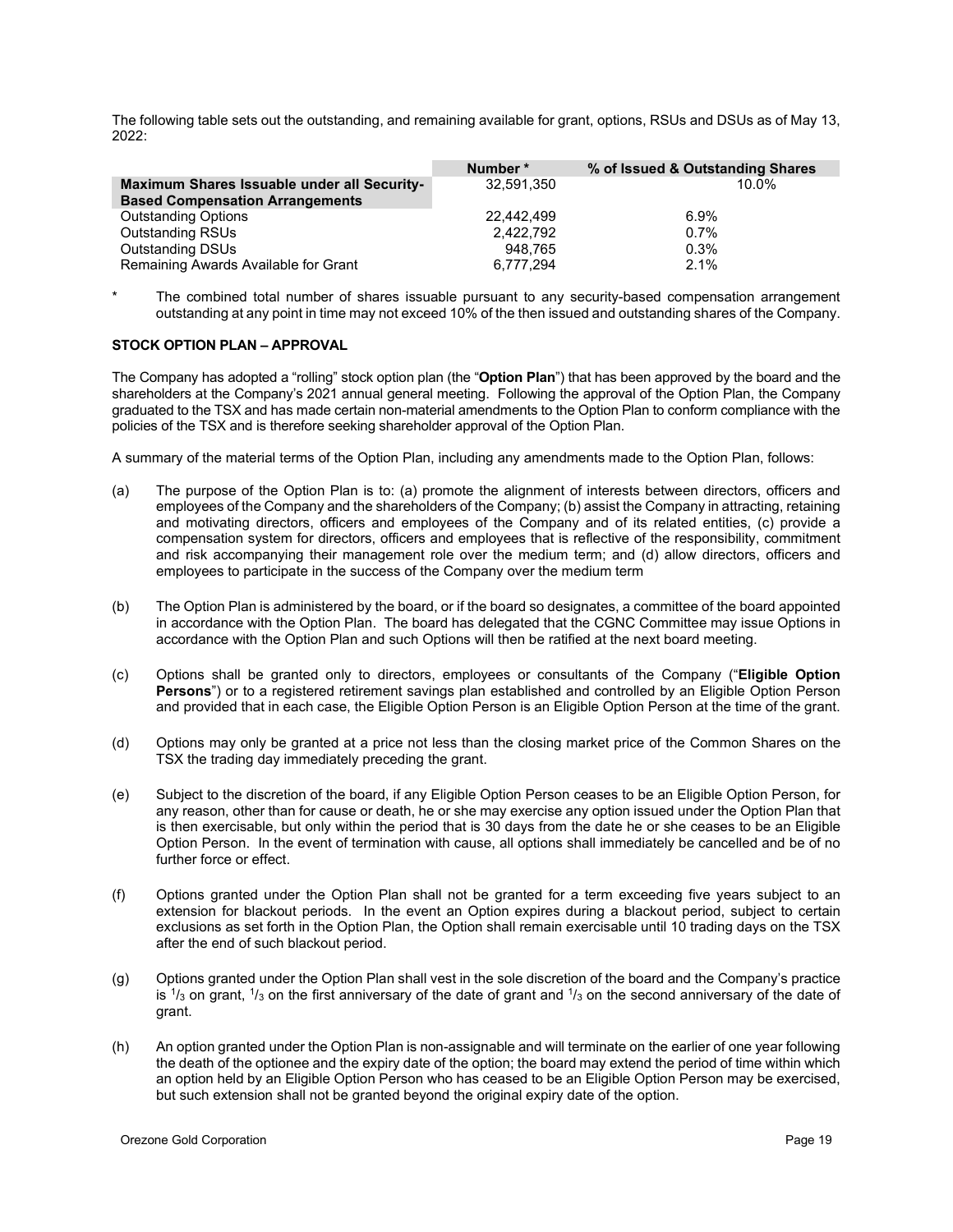The following table sets out the outstanding, and remaining available for grant, options, RSUs and DSUs as of May 13, 2022:

| | Number * | % of Issued & Outstanding Shares |
|---|---|---|
| **Maximum Shares Issuable under all Security-Based Compensation Arrangements** | 32,591,350 | 10.0% |
| Outstanding Options | 22,442,499 | 6.9% |
| Outstanding RSUs | 2,422,792 | 0.7% |
| Outstanding DSUs | 948,765 | 0.3% |
| Remaining Awards Available for Grant | 6,777,294 | 2.1% |

\* The combined total number of shares issuable pursuant to any security-based compensation arrangement outstanding at any point in time may not exceed 10% of the then issued and outstanding shares of the Company.

**STOCK OPTION PLAN – APPROVAL**

The Company has adopted a "rolling" stock option plan (the "**Option Plan**") that has been approved by the board and the shareholders at the Company's 2021 annual general meeting. Following the approval of the Option Plan, the Company graduated to the TSX and has made certain non-material amendments to the Option Plan to conform compliance with the policies of the TSX and is therefore seeking shareholder approval of the Option Plan.

A summary of the material terms of the Option Plan, including any amendments made to the Option Plan, follows:

(a) The purpose of the Option Plan is to: (a) promote the alignment of interests between directors, officers and employees of the Company and the shareholders of the Company; (b) assist the Company in attracting, retaining and motivating directors, officers and employees of the Company and of its related entities, (c) provide a compensation system for directors, officers and employees that is reflective of the responsibility, commitment and risk accompanying their management role over the medium term; and (d) allow directors, officers and employees to participate in the success of the Company over the medium term

(b) The Option Plan is administered by the board, or if the board so designates, a committee of the board appointed in accordance with the Option Plan. The board has delegated that the CGNC Committee may issue Options in accordance with the Option Plan and such Options will then be ratified at the next board meeting.

(c) Options shall be granted only to directors, employees or consultants of the Company ("**Eligible Option Persons**") or to a registered retirement savings plan established and controlled by an Eligible Option Person and provided that in each case, the Eligible Option Person is an Eligible Option Person at the time of the grant.

(d) Options may only be granted at a price not less than the closing market price of the Common Shares on the TSX the trading day immediately preceding the grant.

(e) Subject to the discretion of the board, if any Eligible Option Person ceases to be an Eligible Option Person, for any reason, other than for cause or death, he or she may exercise any option issued under the Option Plan that is then exercisable, but only within the period that is 30 days from the date he or she ceases to be an Eligible Option Person. In the event of termination with cause, all options shall immediately be cancelled and be of no further force or effect.

(f) Options granted under the Option Plan shall not be granted for a term exceeding five years subject to an extension for blackout periods. In the event an Option expires during a blackout period, subject to certain exclusions as set forth in the Option Plan, the Option shall remain exercisable until 10 trading days on the TSX after the end of such blackout period.

(g) Options granted under the Option Plan shall vest in the sole discretion of the board and the Company's practice is $^{1}/_{3}$ on grant, $^{1}/_{3}$ on the first anniversary of the date of grant and $^{1}/_{3}$ on the second anniversary of the date of grant.

(h) An option granted under the Option Plan is non-assignable and will terminate on the earlier of one year following the death of the optionee and the expiry date of the option; the board may extend the period of time within which an option held by an Eligible Option Person who has ceased to be an Eligible Option Person may be exercised, but such extension shall not be granted beyond the original expiry date of the option.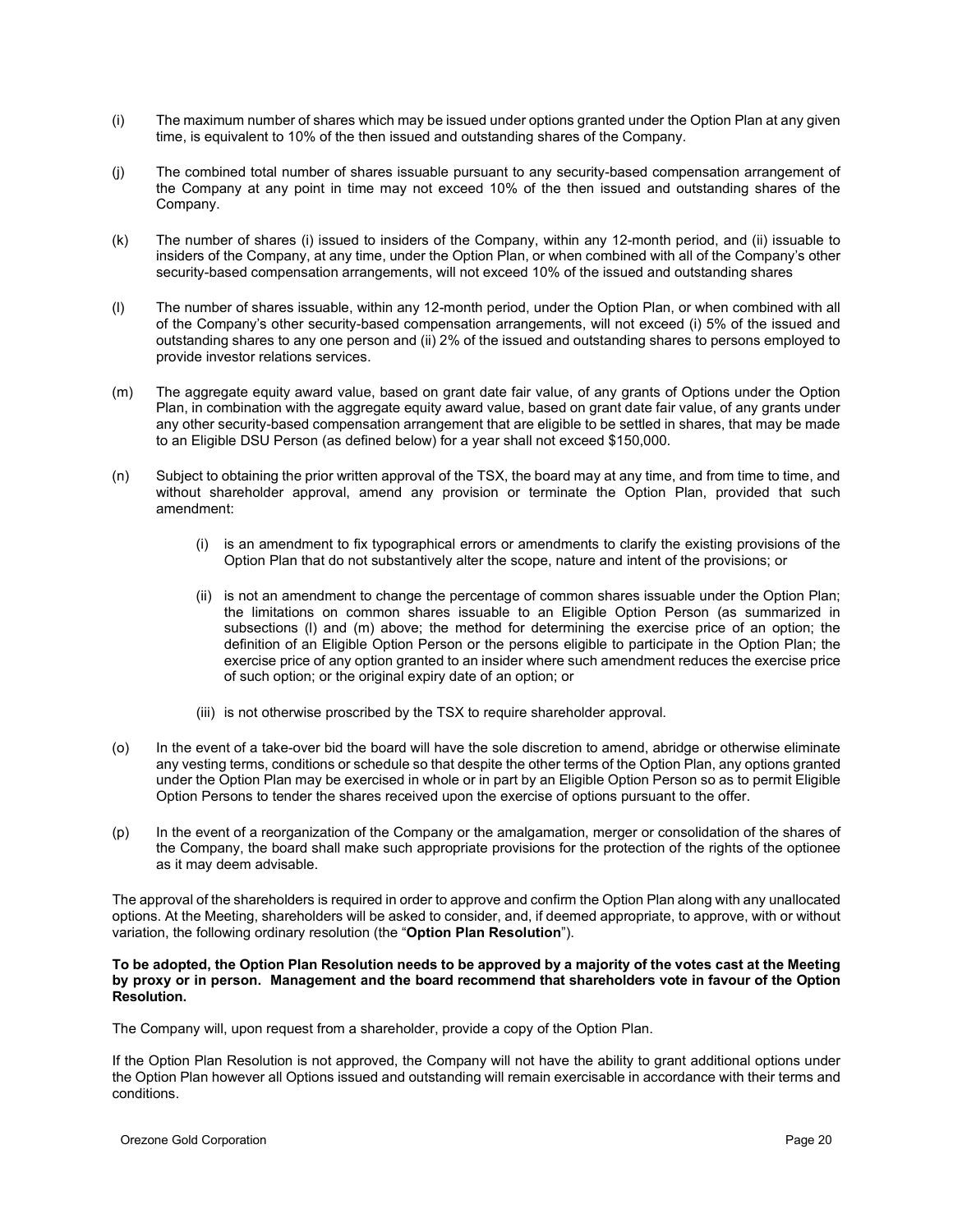(i) The maximum number of shares which may be issued under options granted under the Option Plan at any given time, is equivalent to 10% of the then issued and outstanding shares of the Company.

(j) The combined total number of shares issuable pursuant to any security-based compensation arrangement of the Company at any point in time may not exceed 10% of the then issued and outstanding shares of the Company.

(k) The number of shares (i) issued to insiders of the Company, within any 12-month period, and (ii) issuable to insiders of the Company, at any time, under the Option Plan, or when combined with all of the Company's other security-based compensation arrangements, will not exceed 10% of the issued and outstanding shares

(l) The number of shares issuable, within any 12-month period, under the Option Plan, or when combined with all of the Company's other security-based compensation arrangements, will not exceed (i) 5% of the issued and outstanding shares to any one person and (ii) 2% of the issued and outstanding shares to persons employed to provide investor relations services.

(m) The aggregate equity award value, based on grant date fair value, of any grants of Options under the Option Plan, in combination with the aggregate equity award value, based on grant date fair value, of any grants under any other security-based compensation arrangement that are eligible to be settled in shares, that may be made to an Eligible DSU Person (as defined below) for a year shall not exceed $150,000.

(n) Subject to obtaining the prior written approval of the TSX, the board may at any time, and from time to time, and without shareholder approval, amend any provision or terminate the Option Plan, provided that such amendment:

  (i) is an amendment to fix typographical errors or amendments to clarify the existing provisions of the Option Plan that do not substantively alter the scope, nature and intent of the provisions; or

  (ii) is not an amendment to change the percentage of common shares issuable under the Option Plan; the limitations on common shares issuable to an Eligible Option Person (as summarized in subsections (l) and (m) above; the method for determining the exercise price of an option; the definition of an Eligible Option Person or the persons eligible to participate in the Option Plan; the exercise price of any option granted to an insider where such amendment reduces the exercise price of such option; or the original expiry date of an option; or

  (iii) is not otherwise proscribed by the TSX to require shareholder approval.

(o) In the event of a take-over bid the board will have the sole discretion to amend, abridge or otherwise eliminate any vesting terms, conditions or schedule so that despite the other terms of the Option Plan, any options granted under the Option Plan may be exercised in whole or in part by an Eligible Option Person so as to permit Eligible Option Persons to tender the shares received upon the exercise of options pursuant to the offer.

(p) In the event of a reorganization of the Company or the amalgamation, merger or consolidation of the shares of the Company, the board shall make such appropriate provisions for the protection of the rights of the optionee as it may deem advisable.

The approval of the shareholders is required in order to approve and confirm the Option Plan along with any unallocated options. At the Meeting, shareholders will be asked to consider, and, if deemed appropriate, to approve, with or without variation, the following ordinary resolution (the "**Option Plan Resolution**").

**To be adopted, the Option Plan Resolution needs to be approved by a majority of the votes cast at the Meeting by proxy or in person. Management and the board recommend that shareholders vote in favour of the Option Resolution.**

The Company will, upon request from a shareholder, provide a copy of the Option Plan.

If the Option Plan Resolution is not approved, the Company will not have the ability to grant additional options under the Option Plan however all Options issued and outstanding will remain exercisable in accordance with their terms and conditions.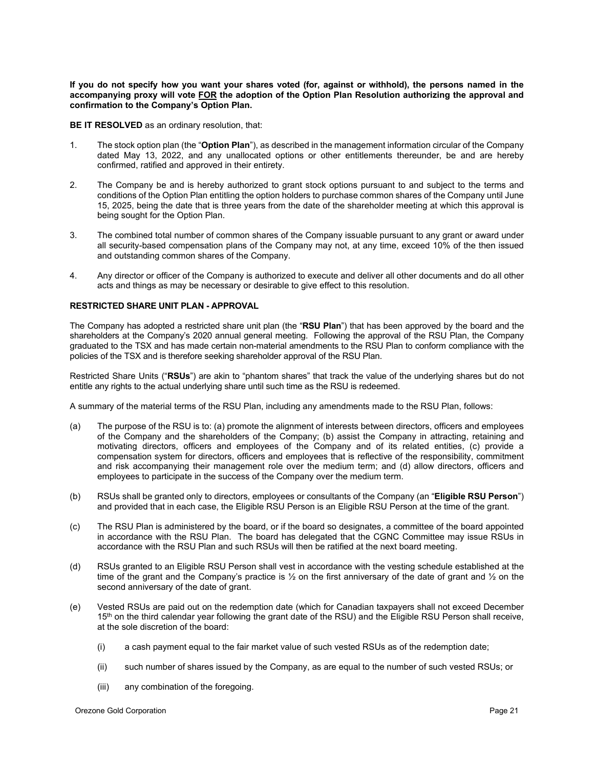**If you do not specify how you want your shares voted (for, against or withhold), the persons named in the accompanying proxy will vote <u>FOR</u> the adoption of the Option Plan Resolution authorizing the approval and confirmation to the Company's Option Plan.**

**BE IT RESOLVED** as an ordinary resolution, that:

1. The stock option plan (the "**Option Plan**"), as described in the management information circular of the Company dated May 13, 2022, and any unallocated options or other entitlements thereunder, be and are hereby confirmed, ratified and approved in their entirety.

2. The Company be and is hereby authorized to grant stock options pursuant to and subject to the terms and conditions of the Option Plan entitling the option holders to purchase common shares of the Company until June 15, 2025, being the date that is three years from the date of the shareholder meeting at which this approval is being sought for the Option Plan.

3. The combined total number of common shares of the Company issuable pursuant to any grant or award under all security-based compensation plans of the Company may not, at any time, exceed 10% of the then issued and outstanding common shares of the Company.

4. Any director or officer of the Company is authorized to execute and deliver all other documents and do all other acts and things as may be necessary or desirable to give effect to this resolution.

**RESTRICTED SHARE UNIT PLAN - APPROVAL**

The Company has adopted a restricted share unit plan (the "**RSU Plan**") that has been approved by the board and the shareholders at the Company's 2020 annual general meeting. Following the approval of the RSU Plan, the Company graduated to the TSX and has made certain non-material amendments to the RSU Plan to conform compliance with the policies of the TSX and is therefore seeking shareholder approval of the RSU Plan.

Restricted Share Units ("**RSUs**") are akin to "phantom shares" that track the value of the underlying shares but do not entitle any rights to the actual underlying share until such time as the RSU is redeemed.

A summary of the material terms of the RSU Plan, including any amendments made to the RSU Plan, follows:

(a) The purpose of the RSU is to: (a) promote the alignment of interests between directors, officers and employees of the Company and the shareholders of the Company; (b) assist the Company in attracting, retaining and motivating directors, officers and employees of the Company and of its related entities, (c) provide a compensation system for directors, officers and employees that is reflective of the responsibility, commitment and risk accompanying their management role over the medium term; and (d) allow directors, officers and employees to participate in the success of the Company over the medium term.

(b) RSUs shall be granted only to directors, employees or consultants of the Company (an "**Eligible RSU Person**") and provided that in each case, the Eligible RSU Person is an Eligible RSU Person at the time of the grant.

(c) The RSU Plan is administered by the board, or if the board so designates, a committee of the board appointed in accordance with the RSU Plan. The board has delegated that the CGNC Committee may issue RSUs in accordance with the RSU Plan and such RSUs will then be ratified at the next board meeting.

(d) RSUs granted to an Eligible RSU Person shall vest in accordance with the vesting schedule established at the time of the grant and the Company's practice is ½ on the first anniversary of the date of grant and ½ on the second anniversary of the date of grant.

(e) Vested RSUs are paid out on the redemption date (which for Canadian taxpayers shall not exceed December 15th on the third calendar year following the grant date of the RSU) and the Eligible RSU Person shall receive, at the sole discretion of the board:

    (i) a cash payment equal to the fair market value of such vested RSUs as of the redemption date;

    (ii) such number of shares issued by the Company, as are equal to the number of such vested RSUs; or

    (iii) any combination of the foregoing.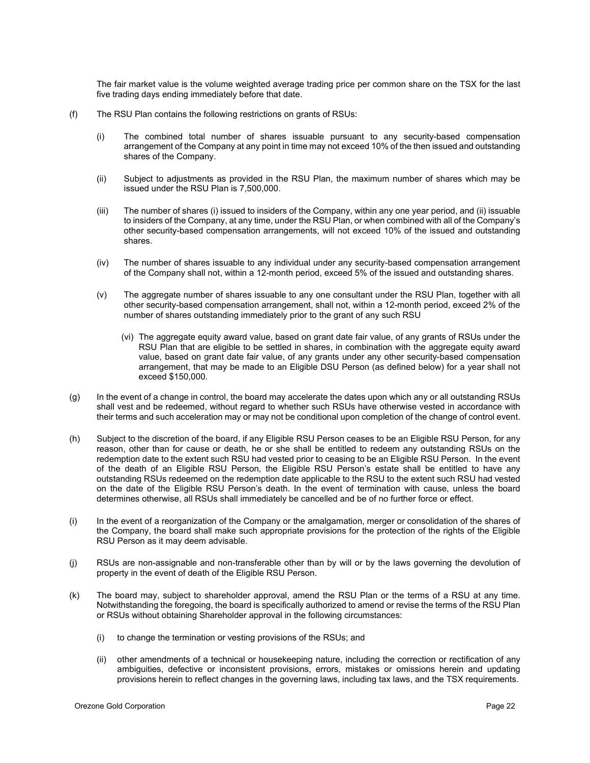The fair market value is the volume weighted average trading price per common share on the TSX for the last five trading days ending immediately before that date.

(f) The RSU Plan contains the following restrictions on grants of RSUs:

   (i) The combined total number of shares issuable pursuant to any security-based compensation arrangement of the Company at any point in time may not exceed 10% of the then issued and outstanding shares of the Company.

   (ii) Subject to adjustments as provided in the RSU Plan, the maximum number of shares which may be issued under the RSU Plan is 7,500,000.

   (iii) The number of shares (i) issued to insiders of the Company, within any one year period, and (ii) issuable to insiders of the Company, at any time, under the RSU Plan, or when combined with all of the Company's other security-based compensation arrangements, will not exceed 10% of the issued and outstanding shares.

   (iv) The number of shares issuable to any individual under any security-based compensation arrangement of the Company shall not, within a 12-month period, exceed 5% of the issued and outstanding shares.

   (v) The aggregate number of shares issuable to any one consultant under the RSU Plan, together with all other security-based compensation arrangement, shall not, within a 12-month period, exceed 2% of the number of shares outstanding immediately prior to the grant of any such RSU

   (vi) The aggregate equity award value, based on grant date fair value, of any grants of RSUs under the RSU Plan that are eligible to be settled in shares, in combination with the aggregate equity award value, based on grant date fair value, of any grants under any other security-based compensation arrangement, that may be made to an Eligible DSU Person (as defined below) for a year shall not exceed $150,000.

(g) In the event of a change in control, the board may accelerate the dates upon which any or all outstanding RSUs shall vest and be redeemed, without regard to whether such RSUs have otherwise vested in accordance with their terms and such acceleration may or may not be conditional upon completion of the change of control event.

(h) Subject to the discretion of the board, if any Eligible RSU Person ceases to be an Eligible RSU Person, for any reason, other than for cause or death, he or she shall be entitled to redeem any outstanding RSUs on the redemption date to the extent such RSU had vested prior to ceasing to be an Eligible RSU Person. In the event of the death of an Eligible RSU Person, the Eligible RSU Person's estate shall be entitled to have any outstanding RSUs redeemed on the redemption date applicable to the RSU to the extent such RSU had vested on the date of the Eligible RSU Person's death. In the event of termination with cause, unless the board determines otherwise, all RSUs shall immediately be cancelled and be of no further force or effect.

(i) In the event of a reorganization of the Company or the amalgamation, merger or consolidation of the shares of the Company, the board shall make such appropriate provisions for the protection of the rights of the Eligible RSU Person as it may deem advisable.

(j) RSUs are non-assignable and non-transferable other than by will or by the laws governing the devolution of property in the event of death of the Eligible RSU Person.

(k) The board may, subject to shareholder approval, amend the RSU Plan or the terms of a RSU at any time. Notwithstanding the foregoing, the board is specifically authorized to amend or revise the terms of the RSU Plan or RSUs without obtaining Shareholder approval in the following circumstances:

   (i) to change the termination or vesting provisions of the RSUs; and

   (ii) other amendments of a technical or housekeeping nature, including the correction or rectification of any ambiguities, defective or inconsistent provisions, errors, mistakes or omissions herein and updating provisions herein to reflect changes in the governing laws, including tax laws, and the TSX requirements.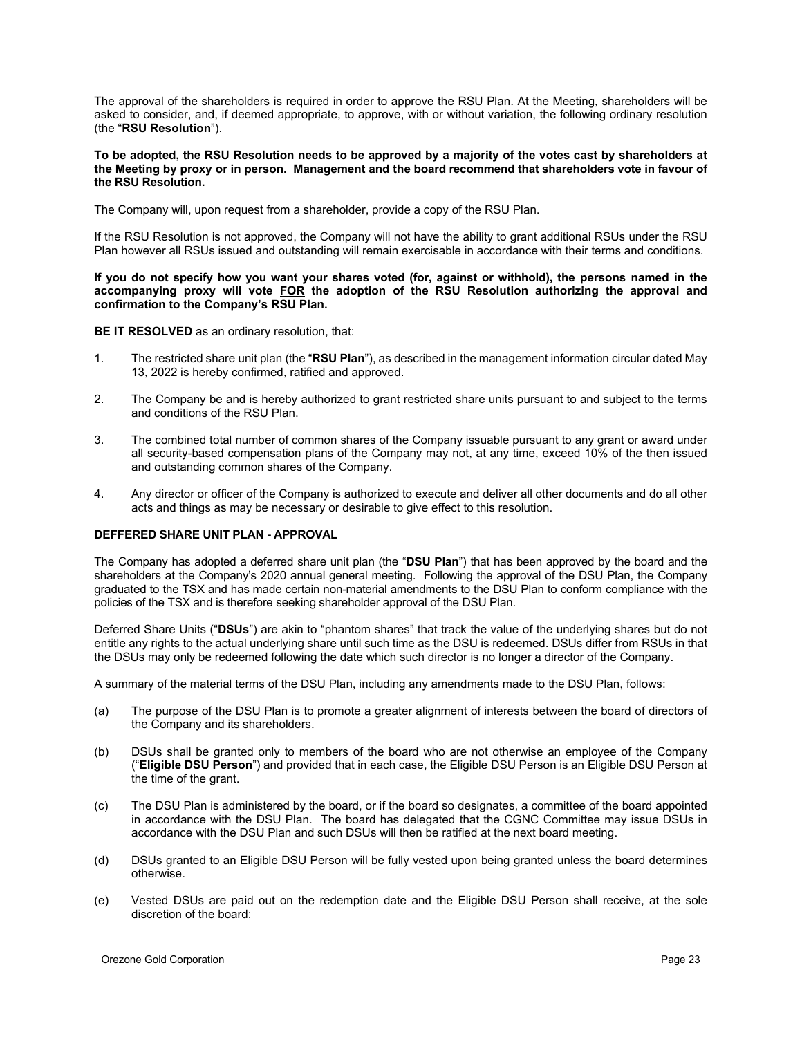The approval of the shareholders is required in order to approve the RSU Plan. At the Meeting, shareholders will be asked to consider, and, if deemed appropriate, to approve, with or without variation, the following ordinary resolution (the "**RSU Resolution**").

**To be adopted, the RSU Resolution needs to be approved by a majority of the votes cast by shareholders at the Meeting by proxy or in person. Management and the board recommend that shareholders vote in favour of the RSU Resolution.**

The Company will, upon request from a shareholder, provide a copy of the RSU Plan.

If the RSU Resolution is not approved, the Company will not have the ability to grant additional RSUs under the RSU Plan however all RSUs issued and outstanding will remain exercisable in accordance with their terms and conditions.

**If you do not specify how you want your shares voted (for, against or withhold), the persons named in the accompanying proxy will vote <u>FOR</u> the adoption of the RSU Resolution authorizing the approval and confirmation to the Company's RSU Plan.**

**BE IT RESOLVED** as an ordinary resolution, that:

1. The restricted share unit plan (the "**RSU Plan**"), as described in the management information circular dated May 13, 2022 is hereby confirmed, ratified and approved.

2. The Company be and is hereby authorized to grant restricted share units pursuant to and subject to the terms and conditions of the RSU Plan.

3. The combined total number of common shares of the Company issuable pursuant to any grant or award under all security-based compensation plans of the Company may not, at any time, exceed 10% of the then issued and outstanding common shares of the Company.

4. Any director or officer of the Company is authorized to execute and deliver all other documents and do all other acts and things as may be necessary or desirable to give effect to this resolution.

### DEFFERED SHARE UNIT PLAN - APPROVAL

The Company has adopted a deferred share unit plan (the "**DSU Plan**") that has been approved by the board and the shareholders at the Company's 2020 annual general meeting. Following the approval of the DSU Plan, the Company graduated to the TSX and has made certain non-material amendments to the DSU Plan to conform compliance with the policies of the TSX and is therefore seeking shareholder approval of the DSU Plan.

Deferred Share Units ("**DSUs**") are akin to "phantom shares" that track the value of the underlying shares but do not entitle any rights to the actual underlying share until such time as the DSU is redeemed. DSUs differ from RSUs in that the DSUs may only be redeemed following the date which such director is no longer a director of the Company.

A summary of the material terms of the DSU Plan, including any amendments made to the DSU Plan, follows:

(a) The purpose of the DSU Plan is to promote a greater alignment of interests between the board of directors of the Company and its shareholders.

(b) DSUs shall be granted only to members of the board who are not otherwise an employee of the Company ("**Eligible DSU Person**") and provided that in each case, the Eligible DSU Person is an Eligible DSU Person at the time of the grant.

(c) The DSU Plan is administered by the board, or if the board so designates, a committee of the board appointed in accordance with the DSU Plan. The board has delegated that the CGNC Committee may issue DSUs in accordance with the DSU Plan and such DSUs will then be ratified at the next board meeting.

(d) DSUs granted to an Eligible DSU Person will be fully vested upon being granted unless the board determines otherwise.

(e) Vested DSUs are paid out on the redemption date and the Eligible DSU Person shall receive, at the sole discretion of the board: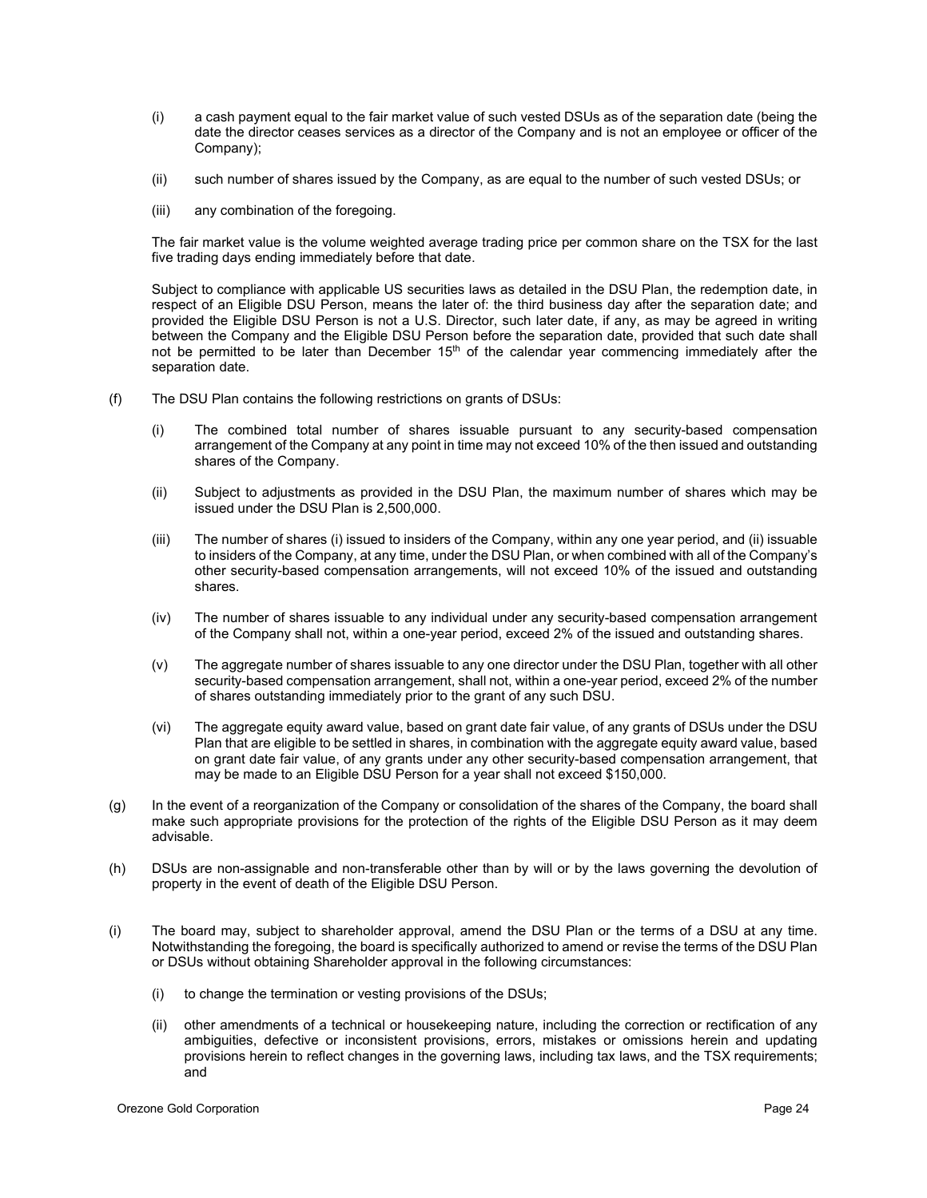(i) a cash payment equal to the fair market value of such vested DSUs as of the separation date (being the date the director ceases services as a director of the Company and is not an employee or officer of the Company);

(ii) such number of shares issued by the Company, as are equal to the number of such vested DSUs; or

(iii) any combination of the foregoing.

The fair market value is the volume weighted average trading price per common share on the TSX for the last five trading days ending immediately before that date.

Subject to compliance with applicable US securities laws as detailed in the DSU Plan, the redemption date, in respect of an Eligible DSU Person, means the later of: the third business day after the separation date; and provided the Eligible DSU Person is not a U.S. Director, such later date, if any, as may be agreed in writing between the Company and the Eligible DSU Person before the separation date, provided that such date shall not be permitted to be later than December 15th of the calendar year commencing immediately after the separation date.

(f) The DSU Plan contains the following restrictions on grants of DSUs:

(i) The combined total number of shares issuable pursuant to any security-based compensation arrangement of the Company at any point in time may not exceed 10% of the then issued and outstanding shares of the Company.

(ii) Subject to adjustments as provided in the DSU Plan, the maximum number of shares which may be issued under the DSU Plan is 2,500,000.

(iii) The number of shares (i) issued to insiders of the Company, within any one year period, and (ii) issuable to insiders of the Company, at any time, under the DSU Plan, or when combined with all of the Company's other security-based compensation arrangements, will not exceed 10% of the issued and outstanding shares.

(iv) The number of shares issuable to any individual under any security-based compensation arrangement of the Company shall not, within a one-year period, exceed 2% of the issued and outstanding shares.

(v) The aggregate number of shares issuable to any one director under the DSU Plan, together with all other security-based compensation arrangement, shall not, within a one-year period, exceed 2% of the number of shares outstanding immediately prior to the grant of any such DSU.

(vi) The aggregate equity award value, based on grant date fair value, of any grants of DSUs under the DSU Plan that are eligible to be settled in shares, in combination with the aggregate equity award value, based on grant date fair value, of any grants under any other security-based compensation arrangement, that may be made to an Eligible DSU Person for a year shall not exceed $150,000.

(g) In the event of a reorganization of the Company or consolidation of the shares of the Company, the board shall make such appropriate provisions for the protection of the rights of the Eligible DSU Person as it may deem advisable.

(h) DSUs are non-assignable and non-transferable other than by will or by the laws governing the devolution of property in the event of death of the Eligible DSU Person.

(i) The board may, subject to shareholder approval, amend the DSU Plan or the terms of a DSU at any time. Notwithstanding the foregoing, the board is specifically authorized to amend or revise the terms of the DSU Plan or DSUs without obtaining Shareholder approval in the following circumstances:

(i) to change the termination or vesting provisions of the DSUs;

(ii) other amendments of a technical or housekeeping nature, including the correction or rectification of any ambiguities, defective or inconsistent provisions, errors, mistakes or omissions herein and updating provisions herein to reflect changes in the governing laws, including tax laws, and the TSX requirements; and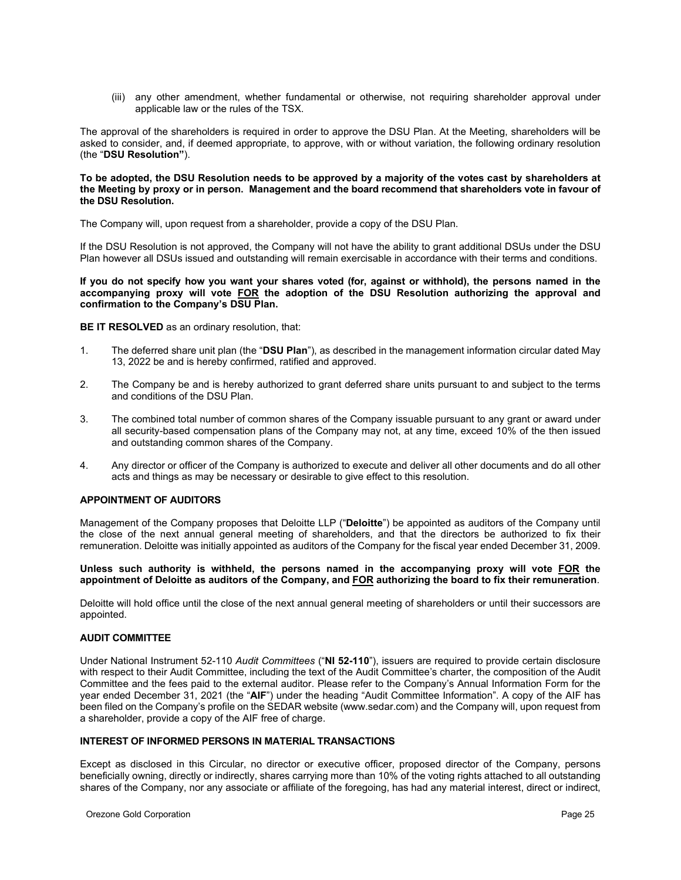(iii) any other amendment, whether fundamental or otherwise, not requiring shareholder approval under applicable law or the rules of the TSX.

The approval of the shareholders is required in order to approve the DSU Plan. At the Meeting, shareholders will be asked to consider, and, if deemed appropriate, to approve, with or without variation, the following ordinary resolution (the "**DSU Resolution"**).

**To be adopted, the DSU Resolution needs to be approved by a majority of the votes cast by shareholders at the Meeting by proxy or in person. Management and the board recommend that shareholders vote in favour of the DSU Resolution.**

The Company will, upon request from a shareholder, provide a copy of the DSU Plan.

If the DSU Resolution is not approved, the Company will not have the ability to grant additional DSUs under the DSU Plan however all DSUs issued and outstanding will remain exercisable in accordance with their terms and conditions.

**If you do not specify how you want your shares voted (for, against or withhold), the persons named in the accompanying proxy will vote FOR the adoption of the DSU Resolution authorizing the approval and confirmation to the Company's DSU Plan.**

**BE IT RESOLVED** as an ordinary resolution, that:

1. The deferred share unit plan (the "**DSU Plan**"), as described in the management information circular dated May 13, 2022 be and is hereby confirmed, ratified and approved.
2. The Company be and is hereby authorized to grant deferred share units pursuant to and subject to the terms and conditions of the DSU Plan.
3. The combined total number of common shares of the Company issuable pursuant to any grant or award under all security-based compensation plans of the Company may not, at any time, exceed 10% of the then issued and outstanding common shares of the Company.
4. Any director or officer of the Company is authorized to execute and deliver all other documents and do all other acts and things as may be necessary or desirable to give effect to this resolution.

### APPOINTMENT OF AUDITORS

Management of the Company proposes that Deloitte LLP ("**Deloitte**") be appointed as auditors of the Company until the close of the next annual general meeting of shareholders, and that the directors be authorized to fix their remuneration. Deloitte was initially appointed as auditors of the Company for the fiscal year ended December 31, 2009.

**Unless such authority is withheld, the persons named in the accompanying proxy will vote FOR the appointment of Deloitte as auditors of the Company, and FOR authorizing the board to fix their remuneration**.

Deloitte will hold office until the close of the next annual general meeting of shareholders or until their successors are appointed.

### AUDIT COMMITTEE

Under National Instrument 52-110 *Audit Committees* ("**NI 52-110**"), issuers are required to provide certain disclosure with respect to their Audit Committee, including the text of the Audit Committee's charter, the composition of the Audit Committee and the fees paid to the external auditor. Please refer to the Company's Annual Information Form for the year ended December 31, 2021 (the "**AIF**") under the heading "Audit Committee Information". A copy of the AIF has been filed on the Company's profile on the SEDAR website (www.sedar.com) and the Company will, upon request from a shareholder, provide a copy of the AIF free of charge.

### INTEREST OF INFORMED PERSONS IN MATERIAL TRANSACTIONS

Except as disclosed in this Circular, no director or executive officer, proposed director of the Company, persons beneficially owning, directly or indirectly, shares carrying more than 10% of the voting rights attached to all outstanding shares of the Company, nor any associate or affiliate of the foregoing, has had any material interest, direct or indirect,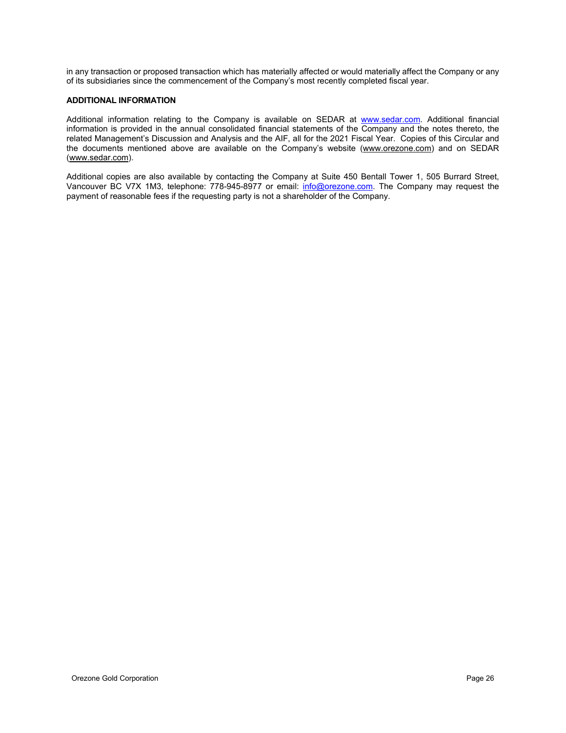in any transaction or proposed transaction which has materially affected or would materially affect the Company or any of its subsidiaries since the commencement of the Company's most recently completed fiscal year.

**ADDITIONAL INFORMATION**

Additional information relating to the Company is available on SEDAR at www.sedar.com. Additional financial information is provided in the annual consolidated financial statements of the Company and the notes thereto, the related Management's Discussion and Analysis and the AIF, all for the 2021 Fiscal Year. Copies of this Circular and the documents mentioned above are available on the Company's website (www.orezone.com) and on SEDAR (www.sedar.com).

Additional copies are also available by contacting the Company at Suite 450 Bentall Tower 1, 505 Burrard Street, Vancouver BC V7X 1M3, telephone: 778-945-8977 or email: info@orezone.com. The Company may request the payment of reasonable fees if the requesting party is not a shareholder of the Company.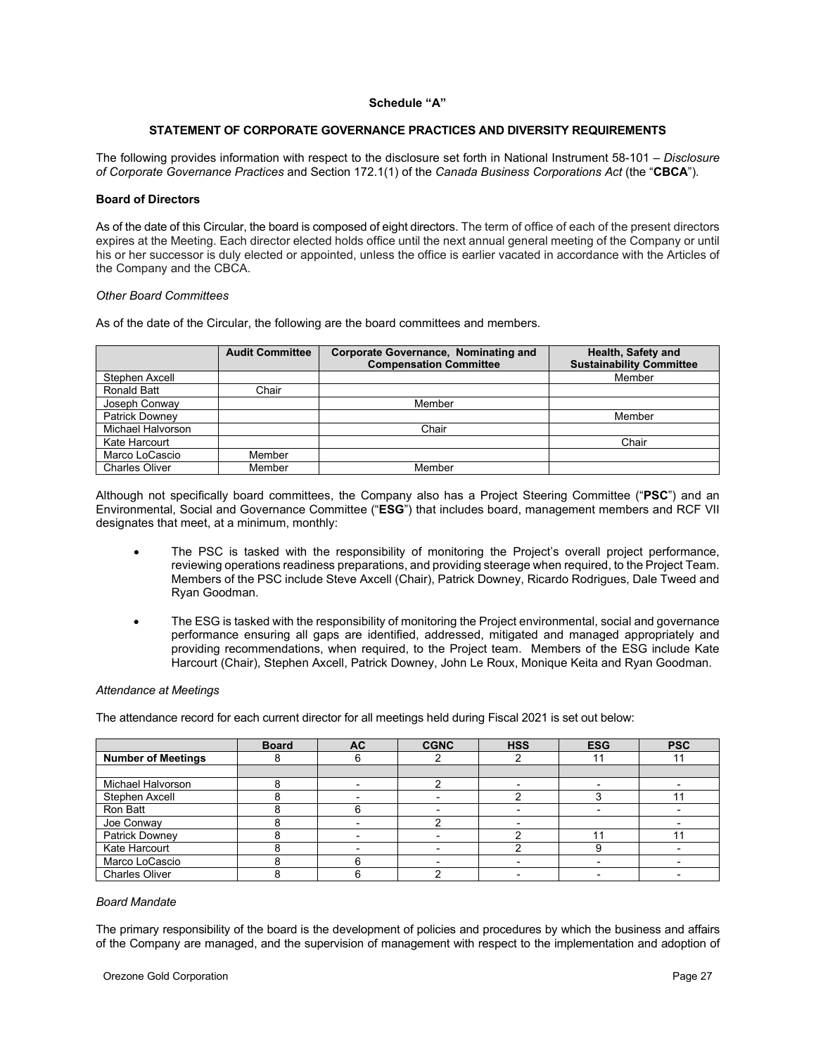**Schedule "A"**

**STATEMENT OF CORPORATE GOVERNANCE PRACTICES AND DIVERSITY REQUIREMENTS**

The following provides information with respect to the disclosure set forth in National Instrument 58-101 – *Disclosure of Corporate Governance Practices* and Section 172.1(1) of the *Canada Business Corporations Act* (the "**CBCA**").

**Board of Directors**

As of the date of this Circular, the board is composed of eight directors. The term of office of each of the present directors expires at the Meeting. Each director elected holds office until the next annual general meeting of the Company or until his or her successor is duly elected or appointed, unless the office is earlier vacated in accordance with the Articles of the Company and the CBCA.

*Other Board Committees*

As of the date of the Circular, the following are the board committees and members.

| | Audit Committee | Corporate Governance, Nominating and Compensation Committee | Health, Safety and Sustainability Committee |
|---|---|---|---|
| Stephen Axcell | | | Member |
| Ronald Batt | Chair | | |
| Joseph Conway | | Member | |
| Patrick Downey | | | Member |
| Michael Halvorson | | Chair | |
| Kate Harcourt | | | Chair |
| Marco LoCascio | Member | | |
| Charles Oliver | Member | Member | |

Although not specifically board committees, the Company also has a Project Steering Committee ("**PSC**") and an Environmental, Social and Governance Committee ("**ESG**") that includes board, management members and RCF VII designates that meet, at a minimum, monthly:

- The PSC is tasked with the responsibility of monitoring the Project's overall project performance, reviewing operations readiness preparations, and providing steerage when required, to the Project Team. Members of the PSC include Steve Axcell (Chair), Patrick Downey, Ricardo Rodrigues, Dale Tweed and Ryan Goodman.
- The ESG is tasked with the responsibility of monitoring the Project environmental, social and governance performance ensuring all gaps are identified, addressed, mitigated and managed appropriately and providing recommendations, when required, to the Project team. Members of the ESG include Kate Harcourt (Chair), Stephen Axcell, Patrick Downey, John Le Roux, Monique Keita and Ryan Goodman.

*Attendance at Meetings*

The attendance record for each current director for all meetings held during Fiscal 2021 is set out below:

| | Board | AC | CGNC | HSS | ESG | PSC |
|---|---|---|---|---|---|---|
| **Number of Meetings** | 8 | 6 | 2 | 2 | 11 | 11 |
| | | | | | | |
| Michael Halvorson | 8 | - | 2 | - | - | - |
| Stephen Axcell | 8 | - | - | 2 | 3 | 11 |
| Ron Batt | 8 | 6 | - | - | - | - |
| Joe Conway | 8 | - | 2 | - | | - |
| Patrick Downey | 8 | - | - | 2 | 11 | 11 |
| Kate Harcourt | 8 | - | - | 2 | 9 | - |
| Marco LoCascio | 8 | 6 | - | - | - | - |
| Charles Oliver | 8 | 6 | 2 | - | - | - |

*Board Mandate*

The primary responsibility of the board is the development of policies and procedures by which the business and affairs of the Company are managed, and the supervision of management with respect to the implementation and adoption of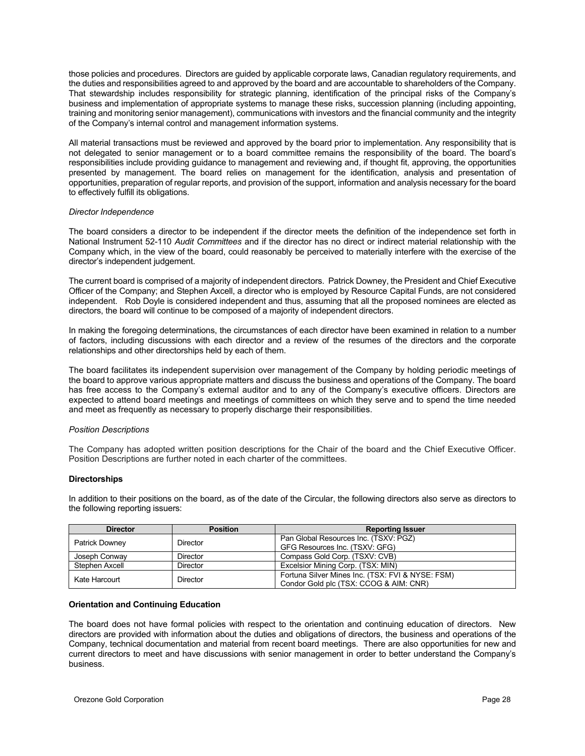those policies and procedures. Directors are guided by applicable corporate laws, Canadian regulatory requirements, and the duties and responsibilities agreed to and approved by the board and are accountable to shareholders of the Company. That stewardship includes responsibility for strategic planning, identification of the principal risks of the Company's business and implementation of appropriate systems to manage these risks, succession planning (including appointing, training and monitoring senior management), communications with investors and the financial community and the integrity of the Company's internal control and management information systems.

All material transactions must be reviewed and approved by the board prior to implementation. Any responsibility that is not delegated to senior management or to a board committee remains the responsibility of the board. The board's responsibilities include providing guidance to management and reviewing and, if thought fit, approving, the opportunities presented by management. The board relies on management for the identification, analysis and presentation of opportunities, preparation of regular reports, and provision of the support, information and analysis necessary for the board to effectively fulfill its obligations.

*Director Independence*

The board considers a director to be independent if the director meets the definition of the independence set forth in National Instrument 52-110 *Audit Committees* and if the director has no direct or indirect material relationship with the Company which, in the view of the board, could reasonably be perceived to materially interfere with the exercise of the director's independent judgement.

The current board is comprised of a majority of independent directors. Patrick Downey, the President and Chief Executive Officer of the Company; and Stephen Axcell, a director who is employed by Resource Capital Funds, are not considered independent. Rob Doyle is considered independent and thus, assuming that all the proposed nominees are elected as directors, the board will continue to be composed of a majority of independent directors.

In making the foregoing determinations, the circumstances of each director have been examined in relation to a number of factors, including discussions with each director and a review of the resumes of the directors and the corporate relationships and other directorships held by each of them.

The board facilitates its independent supervision over management of the Company by holding periodic meetings of the board to approve various appropriate matters and discuss the business and operations of the Company. The board has free access to the Company's external auditor and to any of the Company's executive officers. Directors are expected to attend board meetings and meetings of committees on which they serve and to spend the time needed and meet as frequently as necessary to properly discharge their responsibilities.

*Position Descriptions*

The Company has adopted written position descriptions for the Chair of the board and the Chief Executive Officer. Position Descriptions are further noted in each charter of the committees.

**Directorships**

In addition to their positions on the board, as of the date of the Circular, the following directors also serve as directors to the following reporting issuers:

| Director | Position | Reporting Issuer |
|---|---|---|
| Patrick Downey | Director | Pan Global Resources Inc. (TSXV: PGZ)<br>GFG Resources Inc. (TSXV: GFG) |
| Joseph Conway | Director | Compass Gold Corp. (TSXV: CVB) |
| Stephen Axcell | Director | Excelsior Mining Corp. (TSX: MIN) |
| Kate Harcourt | Director | Fortuna Silver Mines Inc. (TSX: FVI & NYSE: FSM)<br>Condor Gold plc (TSX: CCOG & AIM: CNR) |

**Orientation and Continuing Education**

The board does not have formal policies with respect to the orientation and continuing education of directors. New directors are provided with information about the duties and obligations of directors, the business and operations of the Company, technical documentation and material from recent board meetings. There are also opportunities for new and current directors to meet and have discussions with senior management in order to better understand the Company's business.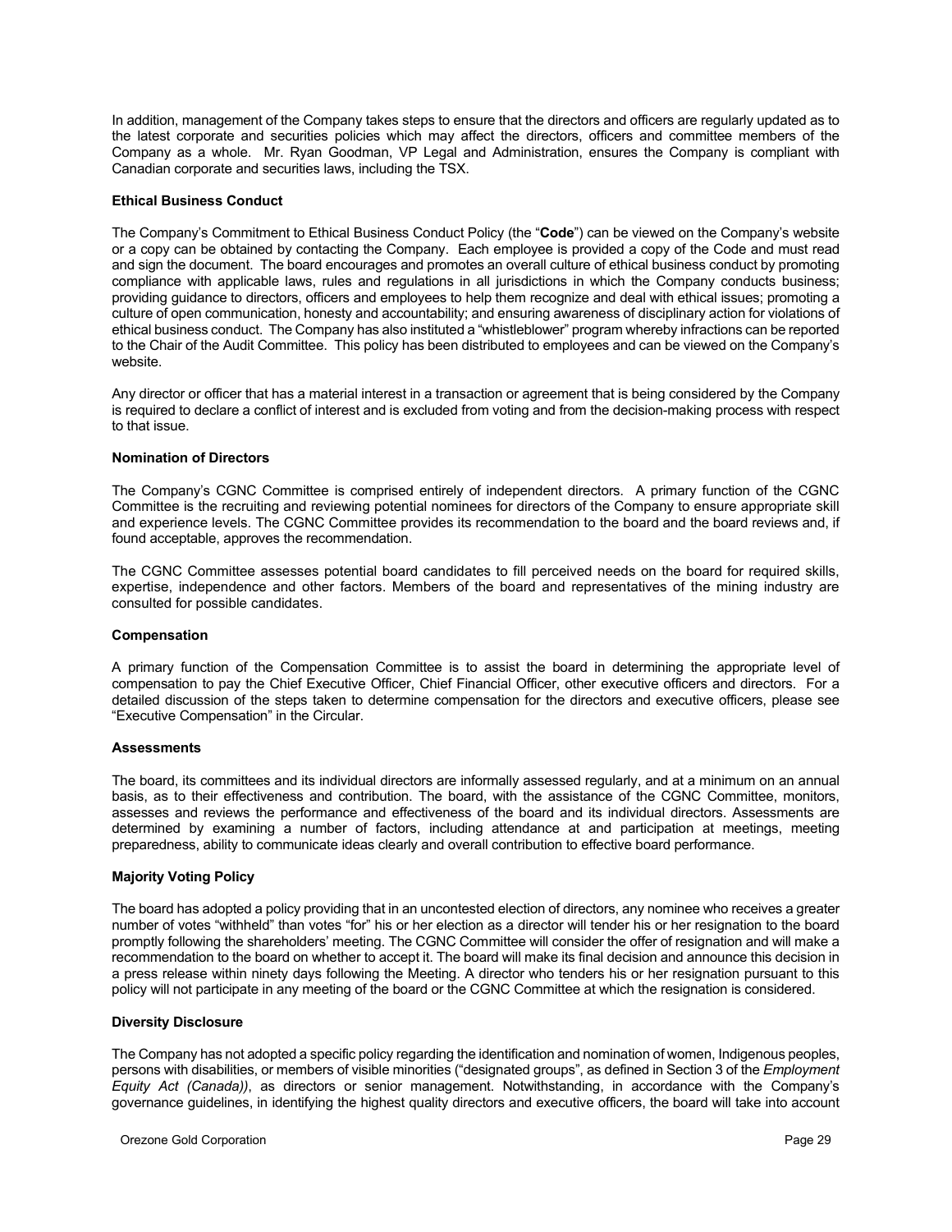In addition, management of the Company takes steps to ensure that the directors and officers are regularly updated as to the latest corporate and securities policies which may affect the directors, officers and committee members of the Company as a whole. Mr. Ryan Goodman, VP Legal and Administration, ensures the Company is compliant with Canadian corporate and securities laws, including the TSX.

**Ethical Business Conduct**

The Company's Commitment to Ethical Business Conduct Policy (the "**Code**") can be viewed on the Company's website or a copy can be obtained by contacting the Company. Each employee is provided a copy of the Code and must read and sign the document. The board encourages and promotes an overall culture of ethical business conduct by promoting compliance with applicable laws, rules and regulations in all jurisdictions in which the Company conducts business; providing guidance to directors, officers and employees to help them recognize and deal with ethical issues; promoting a culture of open communication, honesty and accountability; and ensuring awareness of disciplinary action for violations of ethical business conduct. The Company has also instituted a "whistleblower" program whereby infractions can be reported to the Chair of the Audit Committee. This policy has been distributed to employees and can be viewed on the Company's website.

Any director or officer that has a material interest in a transaction or agreement that is being considered by the Company is required to declare a conflict of interest and is excluded from voting and from the decision-making process with respect to that issue.

**Nomination of Directors**

The Company's CGNC Committee is comprised entirely of independent directors. A primary function of the CGNC Committee is the recruiting and reviewing potential nominees for directors of the Company to ensure appropriate skill and experience levels. The CGNC Committee provides its recommendation to the board and the board reviews and, if found acceptable, approves the recommendation.

The CGNC Committee assesses potential board candidates to fill perceived needs on the board for required skills, expertise, independence and other factors. Members of the board and representatives of the mining industry are consulted for possible candidates.

**Compensation**

A primary function of the Compensation Committee is to assist the board in determining the appropriate level of compensation to pay the Chief Executive Officer, Chief Financial Officer, other executive officers and directors. For a detailed discussion of the steps taken to determine compensation for the directors and executive officers, please see "Executive Compensation" in the Circular.

**Assessments**

The board, its committees and its individual directors are informally assessed regularly, and at a minimum on an annual basis, as to their effectiveness and contribution. The board, with the assistance of the CGNC Committee, monitors, assesses and reviews the performance and effectiveness of the board and its individual directors. Assessments are determined by examining a number of factors, including attendance at and participation at meetings, meeting preparedness, ability to communicate ideas clearly and overall contribution to effective board performance.

**Majority Voting Policy**

The board has adopted a policy providing that in an uncontested election of directors, any nominee who receives a greater number of votes "withheld" than votes "for" his or her election as a director will tender his or her resignation to the board promptly following the shareholders' meeting. The CGNC Committee will consider the offer of resignation and will make a recommendation to the board on whether to accept it. The board will make its final decision and announce this decision in a press release within ninety days following the Meeting. A director who tenders his or her resignation pursuant to this policy will not participate in any meeting of the board or the CGNC Committee at which the resignation is considered.

**Diversity Disclosure**

The Company has not adopted a specific policy regarding the identification and nomination of women, Indigenous peoples, persons with disabilities, or members of visible minorities ("designated groups", as defined in Section 3 of the *Employment Equity Act (Canada))*, as directors or senior management. Notwithstanding, in accordance with the Company's governance guidelines, in identifying the highest quality directors and executive officers, the board will take into account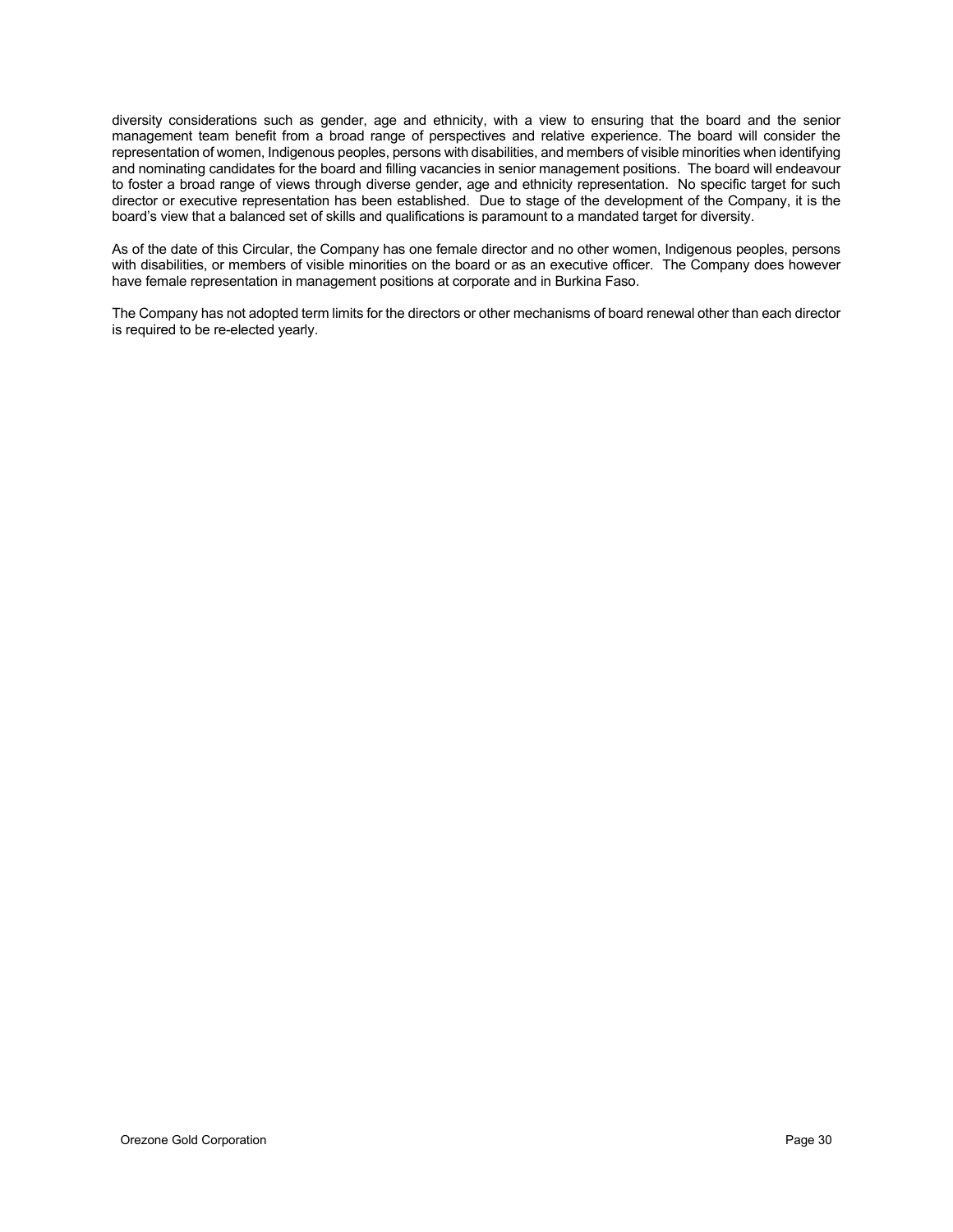diversity considerations such as gender, age and ethnicity, with a view to ensuring that the board and the senior management team benefit from a broad range of perspectives and relative experience. The board will consider the representation of women, Indigenous peoples, persons with disabilities, and members of visible minorities when identifying and nominating candidates for the board and filling vacancies in senior management positions. The board will endeavour to foster a broad range of views through diverse gender, age and ethnicity representation. No specific target for such director or executive representation has been established. Due to stage of the development of the Company, it is the board's view that a balanced set of skills and qualifications is paramount to a mandated target for diversity.

As of the date of this Circular, the Company has one female director and no other women, Indigenous peoples, persons with disabilities, or members of visible minorities on the board or as an executive officer. The Company does however have female representation in management positions at corporate and in Burkina Faso.

The Company has not adopted term limits for the directors or other mechanisms of board renewal other than each director is required to be re-elected yearly.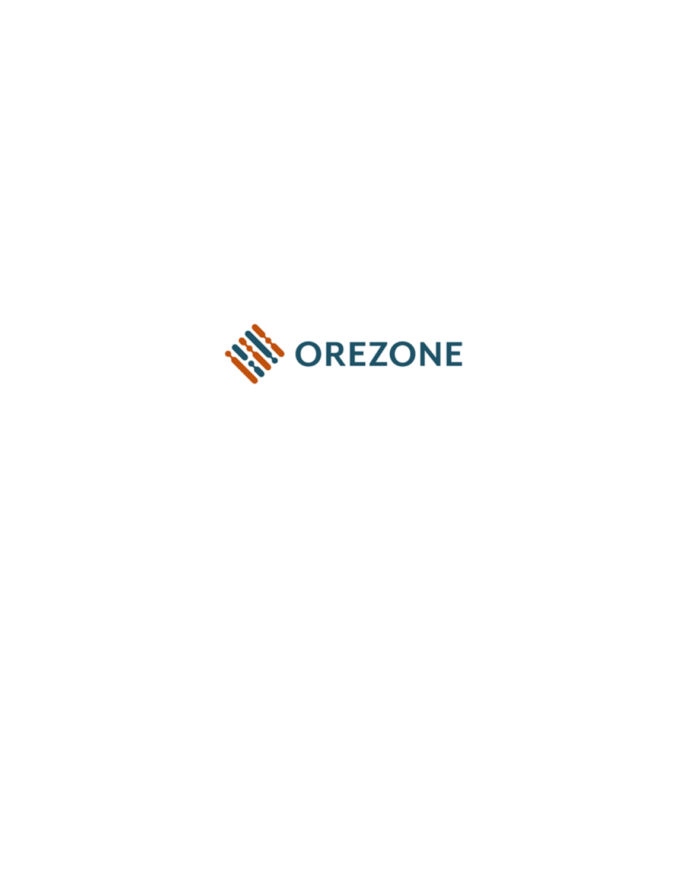OREZONE